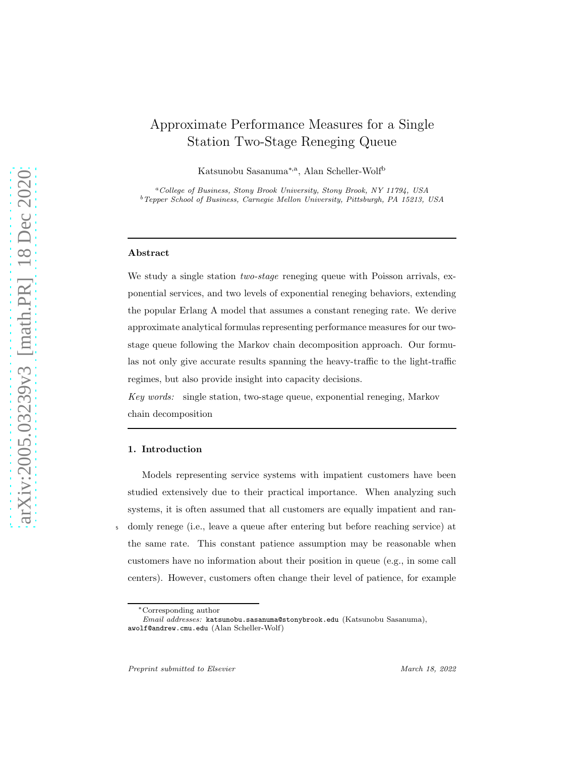# Approximate Performance Measures for a Single Station Two-Stage Reneging Queue

Katsunobu Sasanuma[*,a], Alan Scheller-Wolf[b]

[a] *College of Business, Stony Brook University, Stony Brook, NY 11794, USA*
[b] *Tepper School of Business, Carnegie Mellon University, Pittsburgh, PA 15213, USA*

---

### Abstract

We study a single station *two-stage* reneging queue with Poisson arrivals, exponential services, and two levels of exponential reneging behaviors, extending the popular Erlang A model that assumes a constant reneging rate. We derive approximate analytical formulas representing performance measures for our two-stage queue following the Markov chain decomposition approach. Our formulas not only give accurate results spanning the heavy-traffic to the light-traffic regimes, but also provide insight into capacity decisions.

*Key words:* single station, two-stage queue, exponential reneging, Markov chain decomposition

---

## 1. Introduction

Models representing service systems with impatient customers have been studied extensively due to their practical importance. When analyzing such systems, it is often assumed that all customers are equally impatient and randomly renege (i.e., leave a queue after entering but before reaching service) at the same rate. This constant patience assumption may be reasonable when customers have no information about their position in queue (e.g., in some call centers). However, customers often change their level of patience, for example

---

[*] Corresponding author
*Email addresses:* katsunobu.sasanuma@stonybrook.edu (Katsunobu Sasanuma), awolf@andrew.cmu.edu (Alan Scheller-Wolf)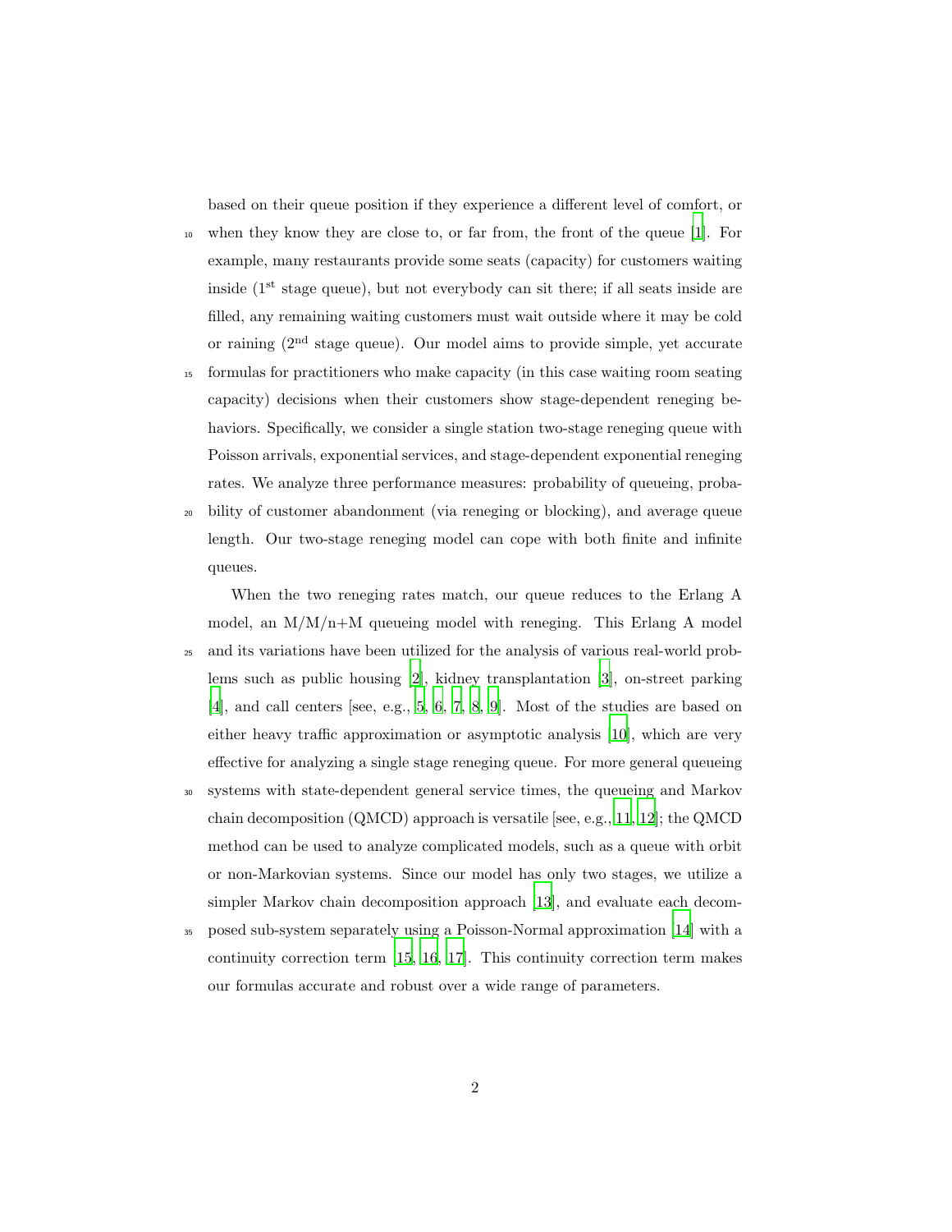based on their queue position if they experience a different level of comfort, or when they know they are close to, or far from, the front of the queue [1]. For example, many restaurants provide some seats (capacity) for customers waiting inside (1st stage queue), but not everybody can sit there; if all seats inside are filled, any remaining waiting customers must wait outside where it may be cold or raining (2nd stage queue). Our model aims to provide simple, yet accurate formulas for practitioners who make capacity (in this case waiting room seating capacity) decisions when their customers show stage-dependent reneging behaviors. Specifically, we consider a single station two-stage reneging queue with Poisson arrivals, exponential services, and stage-dependent exponential reneging rates. We analyze three performance measures: probability of queueing, probability of customer abandonment (via reneging or blocking), and average queue length. Our two-stage reneging model can cope with both finite and infinite queues.

When the two reneging rates match, our queue reduces to the Erlang A model, an M/M/n+M queueing model with reneging. This Erlang A model and its variations have been utilized for the analysis of various real-world problems such as public housing [2], kidney transplantation [3], on-street parking [4], and call centers [see, e.g., 5, 6, 7, 8, 9]. Most of the studies are based on either heavy traffic approximation or asymptotic analysis [10], which are very effective for analyzing a single stage reneging queue. For more general queueing systems with state-dependent general service times, the queueing and Markov chain decomposition (QMCD) approach is versatile [see, e.g., 11, 12]; the QMCD method can be used to analyze complicated models, such as a queue with orbit or non-Markovian systems. Since our model has only two stages, we utilize a simpler Markov chain decomposition approach [13], and evaluate each decomposed sub-system separately using a Poisson-Normal approximation [14] with a continuity correction term [15, 16, 17]. This continuity correction term makes our formulas accurate and robust over a wide range of parameters.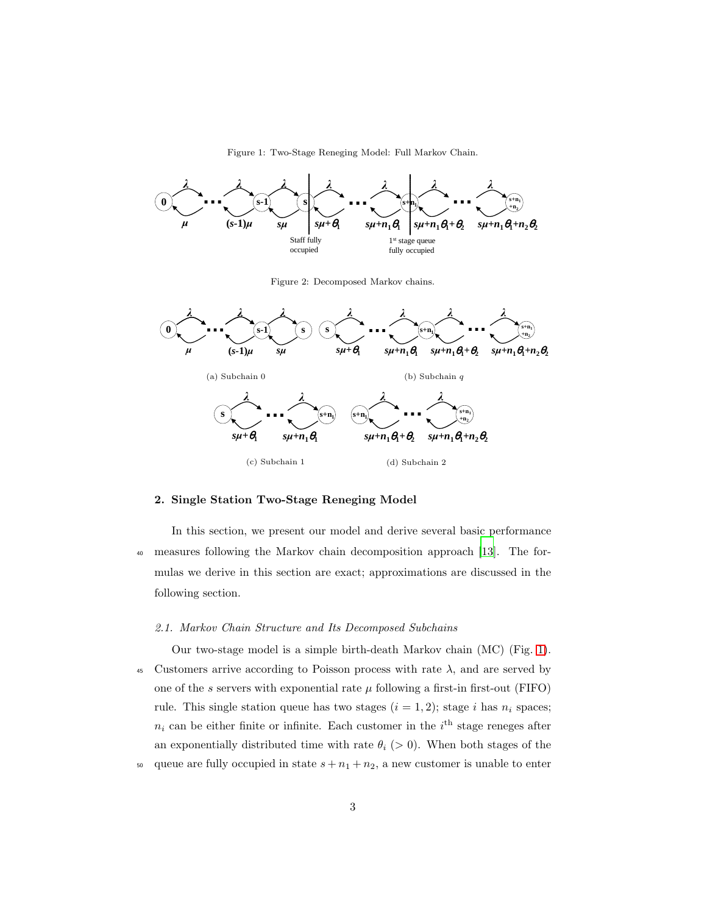Figure 1: Two-Stage Reneging Model: Full Markov Chain.

Figure 2: Decomposed Markov chains.

(a) Subchain 0

(b) Subchain $q$

(c) Subchain 1

(d) Subchain 2

## 2. Single Station Two-Stage Reneging Model

In this section, we present our model and derive several basic performance measures following the Markov chain decomposition approach [13]. The formulas we derive in this section are exact; approximations are discussed in the following section.

### 2.1. Markov Chain Structure and Its Decomposed Subchains

Our two-stage model is a simple birth-death Markov chain (MC) (Fig. 1). Customers arrive according to Poisson process with rate $\lambda$, and are served by one of the $s$ servers with exponential rate $\mu$ following a first-in first-out (FIFO) rule. This single station queue has two stages ($i = 1, 2$); stage $i$ has $n_i$ spaces; $n_i$ can be either finite or infinite. Each customer in the $i^{\text{th}}$ stage reneges after an exponentially distributed time with rate $\theta_i$ ($> 0$). When both stages of the queue are fully occupied in state $s + n_1 + n_2$, a new customer is unable to enter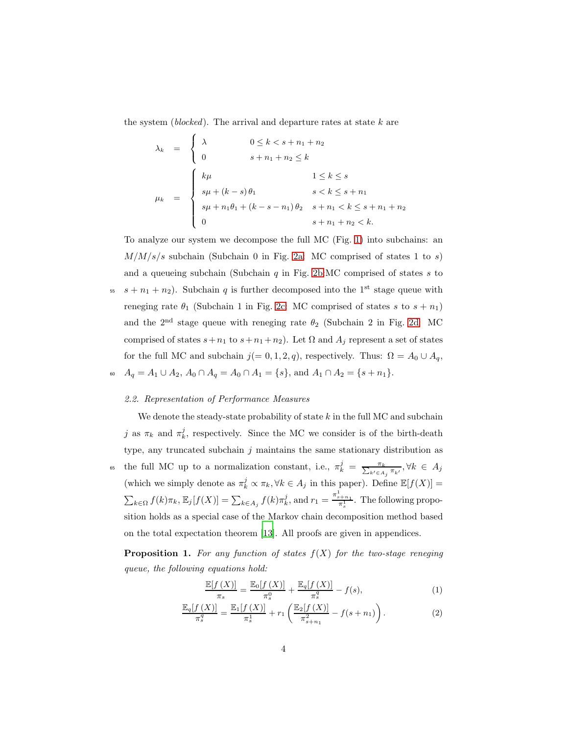the system (*blocked*). The arrival and departure rates at state $k$ are

$$
\lambda_k = \begin{cases} \lambda & 0 \leq k < s + n_1 + n_2 \\ 0 & s + n_1 + n_2 \leq k \end{cases}
$$

$$
\mu_k = \begin{cases} k\mu & 1 \leq k \leq s \\ s\mu + (k - s)\,\theta_1 & s < k \leq s + n_1 \\ s\mu + n_1\theta_1 + (k - s - n_1)\,\theta_2 & s + n_1 < k \leq s + n_1 + n_2 \\ 0 & s + n_1 + n_2 < k. \end{cases}
$$

To analyze our system we decompose the full MC (Fig. 1) into subchains: an $M/M/s/s$ subchain (Subchain 0 in Fig. 2a: MC comprised of states 1 to $s$) and a queueing subchain (Subchain $q$ in Fig. 2b:MC comprised of states $s$ to $s + n_1 + n_2$). Subchain $q$ is further decomposed into the 1[st] stage queue with reneging rate $\theta_1$ (Subchain 1 in Fig. 2c: MC comprised of states $s$ to $s + n_1$) and the 2[nd] stage queue with reneging rate $\theta_2$ (Subchain 2 in Fig. 2d: MC comprised of states $s+n_1$ to $s+n_1+n_2$). Let $\Omega$ and $A_j$ represent a set of states for the full MC and subchain $j(= 0, 1, 2, q)$, respectively. Thus: $\Omega = A_0 \cup A_q$, $A_q = A_1 \cup A_2$, $A_0 \cap A_q = A_0 \cap A_1 = \{s\}$, and $A_1 \cap A_2 = \{s + n_1\}$.

### 2.2. Representation of Performance Measures

We denote the steady-state probability of state $k$ in the full MC and subchain $j$ as $\pi_k$ and $\pi_k^j$, respectively. Since the MC we consider is of the birth-death type, any truncated subchain $j$ maintains the same stationary distribution as the full MC up to a normalization constant, i.e., $\pi_k^j = \frac{\pi_k}{\sum_{k' \in A_j} \pi_{k'}}, \forall k \in A_j$ (which we simply denote as $\pi_k^j \propto \pi_k, \forall k \in A_j$ in this paper). Define $\mathbb{E}[f(X)] = \sum_{k \in \Omega} f(k)\pi_k$, $\mathbb{E}_j[f(X)] = \sum_{k \in A_j} f(k)\pi_k^j$, and $r_1 = \frac{\pi_{s+n_1}^1}{\pi_s^1}$. The following proposition holds as a special case of the Markov chain decomposition method based on the total expectation theorem [13]. All proofs are given in appendices.

**Proposition 1.** *For any function of states $f(X)$ for the two-stage reneging queue, the following equations hold:*

$$
\frac{\mathbb{E}[f(X)]}{\pi_s} = \frac{\mathbb{E}_0[f(X)]}{\pi_s^0} + \frac{\mathbb{E}_q[f(X)]}{\pi_s^q} - f(s), \tag{1}
$$

$$
\frac{\mathbb{E}_q[f(X)]}{\pi_s^q} = \frac{\mathbb{E}_1[f(X)]}{\pi_s^1} + r_1 \left( \frac{\mathbb{E}_2[f(X)]}{\pi_{s+n_1}^2} - f(s + n_1) \right). \tag{2}
$$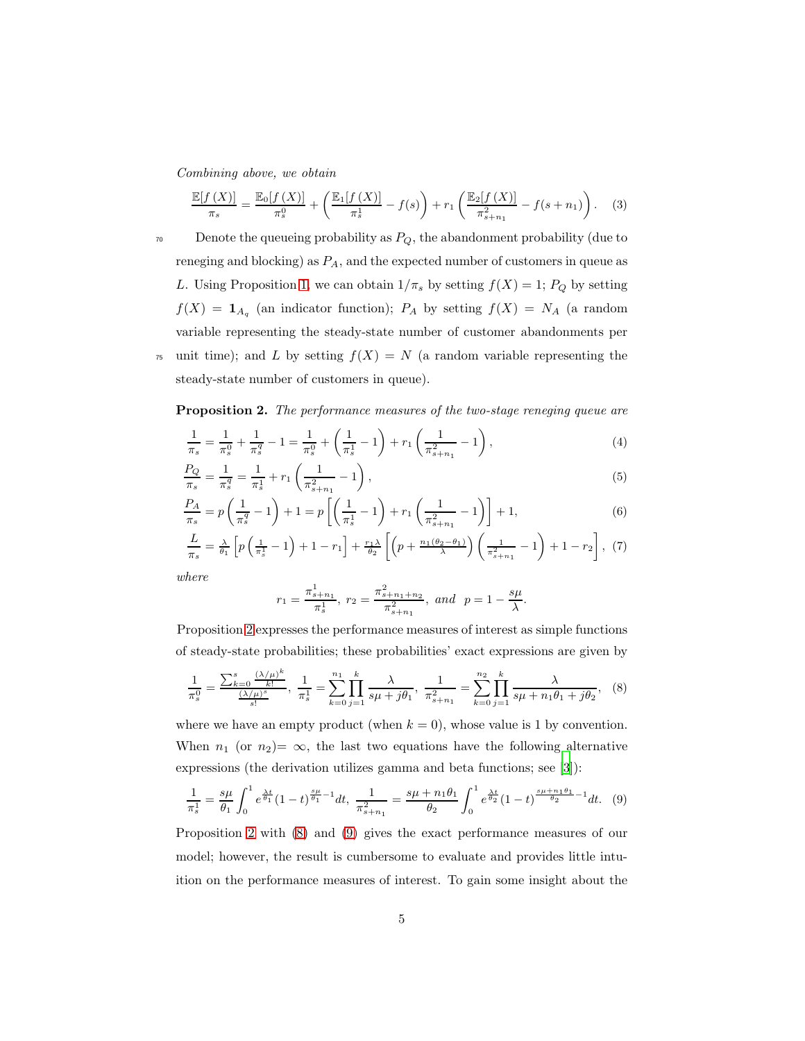*Combining above, we obtain*

$$\frac{\mathbb{E}[f(X)]}{\pi_s} = \frac{\mathbb{E}_0[f(X)]}{\pi_s^0} + \left(\frac{\mathbb{E}_1[f(X)]}{\pi_s^1} - f(s)\right) + r_1\left(\frac{\mathbb{E}_2[f(X)]}{\pi_{s+n_1}^2} - f(s+n_1)\right). \quad (3)$$

Denote the queueing probability as $P_Q$, the abandonment probability (due to reneging and blocking) as $P_A$, and the expected number of customers in queue as $L$. Using Proposition 1, we can obtain $1/\pi_s$ by setting $f(X) = 1$; $P_Q$ by setting $f(X) = \mathbf{1}_{A_q}$ (an indicator function); $P_A$ by setting $f(X) = N_A$ (a random variable representing the steady-state number of customer abandonments per unit time); and $L$ by setting $f(X) = N$ (a random variable representing the steady-state number of customers in queue).

**Proposition 2.** *The performance measures of the two-stage reneging queue are*

$$\frac{1}{\pi_s} = \frac{1}{\pi_s^0} + \frac{1}{\pi_s^q} - 1 = \frac{1}{\pi_s^0} + \left(\frac{1}{\pi_s^1} - 1\right) + r_1\left(\frac{1}{\pi_{s+n_1}^2} - 1\right), \quad (4)$$

$$\frac{P_Q}{\pi_s} = \frac{1}{\pi_s^q} = \frac{1}{\pi_s^1} + r_1\left(\frac{1}{\pi_{s+n_1}^2} - 1\right), \quad (5)$$

$$\frac{P_A}{\pi_s} = p\left(\frac{1}{\pi_s^q} - 1\right) + 1 = p\left[\left(\frac{1}{\pi_s^1} - 1\right) + r_1\left(\frac{1}{\pi_{s+n_1}^2} - 1\right)\right] + 1, \quad (6)$$

$$\frac{L}{\pi_s} = \frac{\lambda}{\theta_1}\left[p\left(\frac{1}{\pi_s^1} - 1\right) + 1 - r_1\right] + \frac{r_1\lambda}{\theta_2}\left[\left(p + \frac{n_1(\theta_2-\theta_1)}{\lambda}\right)\left(\frac{1}{\pi_{s+n_1}^2} - 1\right) + 1 - r_2\right], \quad (7)$$

*where*

$$r_1 = \frac{\pi_{s+n_1}^1}{\pi_s^1},\ r_2 = \frac{\pi_{s+n_1+n_2}^2}{\pi_{s+n_1}^2},\ \textit{and}\ \ p = 1 - \frac{s\mu}{\lambda}.$$

Proposition 2 expresses the performance measures of interest as simple functions of steady-state probabilities; these probabilities' exact expressions are given by

$$\frac{1}{\pi_s^0} = \frac{\sum_{k=0}^{s}\frac{(\lambda/\mu)^k}{k!}}{\frac{(\lambda/\mu)^s}{s!}},\ \frac{1}{\pi_s^1} = \sum_{k=0}^{n_1}\prod_{j=1}^{k}\frac{\lambda}{s\mu + j\theta_1},\ \frac{1}{\pi_{s+n_1}^2} = \sum_{k=0}^{n_2}\prod_{j=1}^{k}\frac{\lambda}{s\mu + n_1\theta_1 + j\theta_2}, \quad (8)$$

where we have an empty product (when $k = 0$), whose value is 1 by convention. When $n_1$ (or $n_2$)$= \infty$, the last two equations have the following alternative expressions (the derivation utilizes gamma and beta functions; see [3]):

$$\frac{1}{\pi_s^1} = \frac{s\mu}{\theta_1}\int_0^1 e^{\frac{\lambda t}{\theta_1}}(1-t)^{\frac{s\mu}{\theta_1}-1}dt,\ \frac{1}{\pi_{s+n_1}^2} = \frac{s\mu + n_1\theta_1}{\theta_2}\int_0^1 e^{\frac{\lambda t}{\theta_2}}(1-t)^{\frac{s\mu+n_1\theta_1}{\theta_2}-1}dt. \quad (9)$$

Proposition 2 with (8) and (9) gives the exact performance measures of our model; however, the result is cumbersome to evaluate and provides little intuition on the performance measures of interest. To gain some insight about the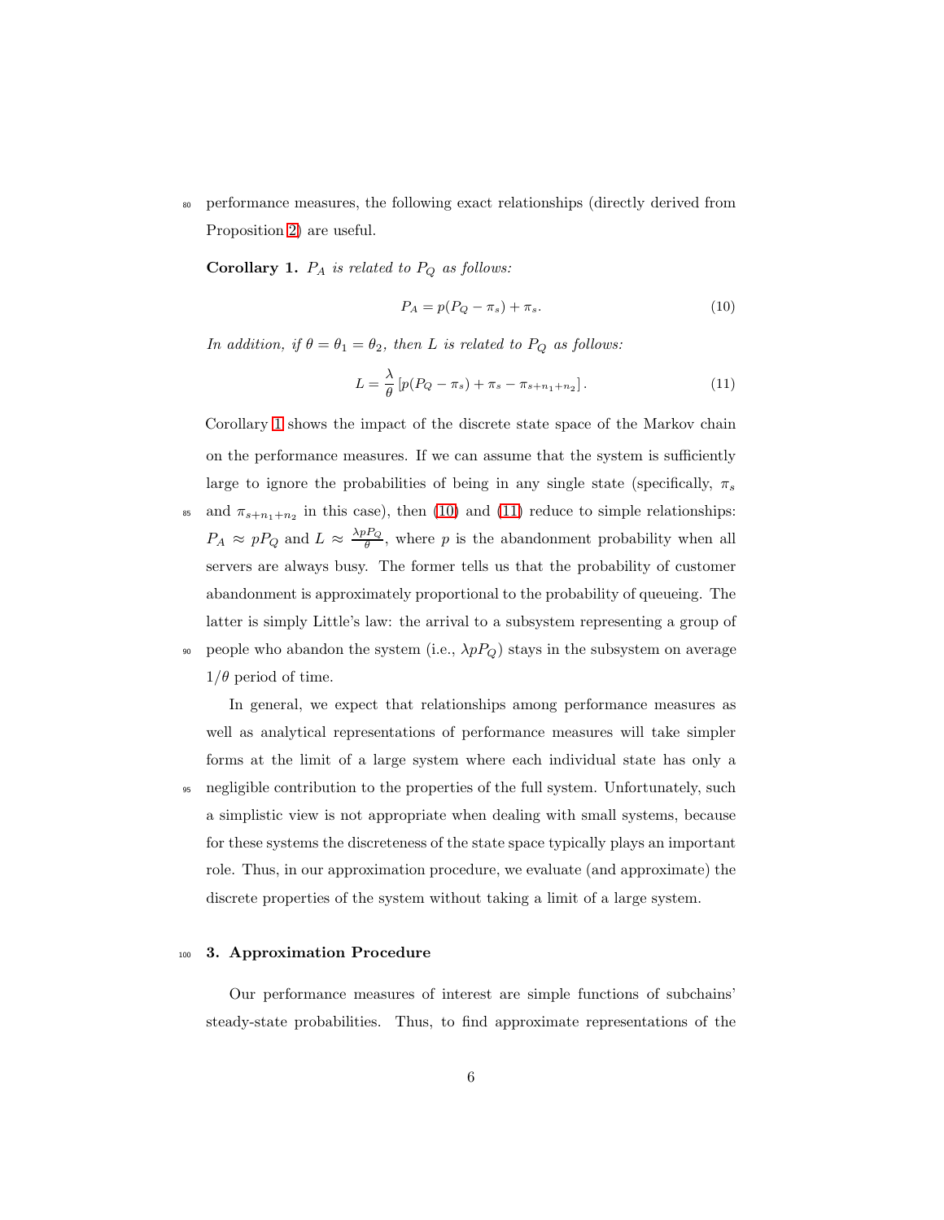performance measures, the following exact relationships (directly derived from Proposition 2) are useful.

**Corollary 1.** *$P_A$ is related to $P_Q$ as follows:*

$$P_A = p(P_Q - \pi_s) + \pi_s. \tag{10}$$

*In addition, if $\theta = \theta_1 = \theta_2$, then $L$ is related to $P_Q$ as follows:*

$$L = \frac{\lambda}{\theta}\left[p(P_Q - \pi_s) + \pi_s - \pi_{s+n_1+n_2}\right]. \tag{11}$$

Corollary 1 shows the impact of the discrete state space of the Markov chain on the performance measures. If we can assume that the system is sufficiently large to ignore the probabilities of being in any single state (specifically, $\pi_s$ and $\pi_{s+n_1+n_2}$ in this case), then (10) and (11) reduce to simple relationships: $P_A \approx pP_Q$ and $L \approx \frac{\lambda p P_Q}{\theta}$, where $p$ is the abandonment probability when all servers are always busy. The former tells us that the probability of customer abandonment is approximately proportional to the probability of queueing. The latter is simply Little's law: the arrival to a subsystem representing a group of people who abandon the system (i.e., $\lambda p P_Q$) stays in the subsystem on average $1/\theta$ period of time.

In general, we expect that relationships among performance measures as well as analytical representations of performance measures will take simpler forms at the limit of a large system where each individual state has only a negligible contribution to the properties of the full system. Unfortunately, such a simplistic view is not appropriate when dealing with small systems, because for these systems the discreteness of the state space typically plays an important role. Thus, in our approximation procedure, we evaluate (and approximate) the discrete properties of the system without taking a limit of a large system.

## 3. Approximation Procedure

Our performance measures of interest are simple functions of subchains' steady-state probabilities. Thus, to find approximate representations of the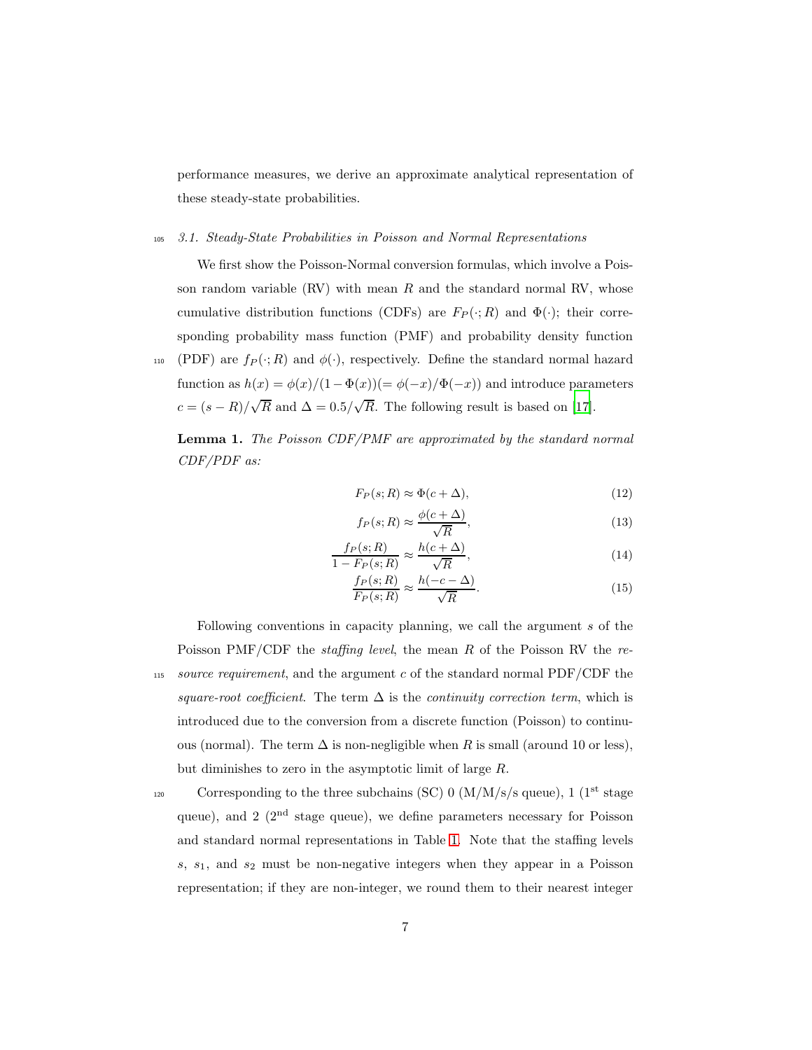performance measures, we derive an approximate analytical representation of these steady-state probabilities.

### 3.1. Steady-State Probabilities in Poisson and Normal Representations

We first show the Poisson-Normal conversion formulas, which involve a Poisson random variable (RV) with mean $R$ and the standard normal RV, whose cumulative distribution functions (CDFs) are $F_P(\cdot; R)$ and $\Phi(\cdot)$; their corresponding probability mass function (PMF) and probability density function (PDF) are $f_P(\cdot; R)$ and $\phi(\cdot)$, respectively. Define the standard normal hazard function as $h(x) = \phi(x)/(1-\Phi(x)) (= \phi(-x)/\Phi(-x))$ and introduce parameters $c = (s-R)/\sqrt{R}$ and $\Delta = 0.5/\sqrt{R}$. The following result is based on [17].

**Lemma 1.** *The Poisson CDF/PMF are approximated by the standard normal CDF/PDF as:*

$$F_P(s; R) \approx \Phi(c + \Delta), \tag{12}$$

$$f_P(s; R) \approx \frac{\phi(c + \Delta)}{\sqrt{R}}, \tag{13}$$

$$\frac{f_P(s; R)}{1 - F_P(s; R)} \approx \frac{h(c + \Delta)}{\sqrt{R}}, \tag{14}$$

$$\frac{f_P(s; R)}{F_P(s; R)} \approx \frac{h(-c - \Delta)}{\sqrt{R}}. \tag{15}$$

Following conventions in capacity planning, we call the argument $s$ of the Poisson PMF/CDF the *staffing level*, the mean $R$ of the Poisson RV the *resource requirement*, and the argument $c$ of the standard normal PDF/CDF the *square-root coefficient*. The term $\Delta$ is the *continuity correction term*, which is introduced due to the conversion from a discrete function (Poisson) to continuous (normal). The term $\Delta$ is non-negligible when $R$ is small (around 10 or less), but diminishes to zero in the asymptotic limit of large $R$.

Corresponding to the three subchains (SC) 0 (M/M/s/s queue), 1 (1st stage queue), and 2 (2nd stage queue), we define parameters necessary for Poisson and standard normal representations in Table 1. Note that the staffing levels $s$, $s_1$, and $s_2$ must be non-negative integers when they appear in a Poisson representation; if they are non-integer, we round them to their nearest integer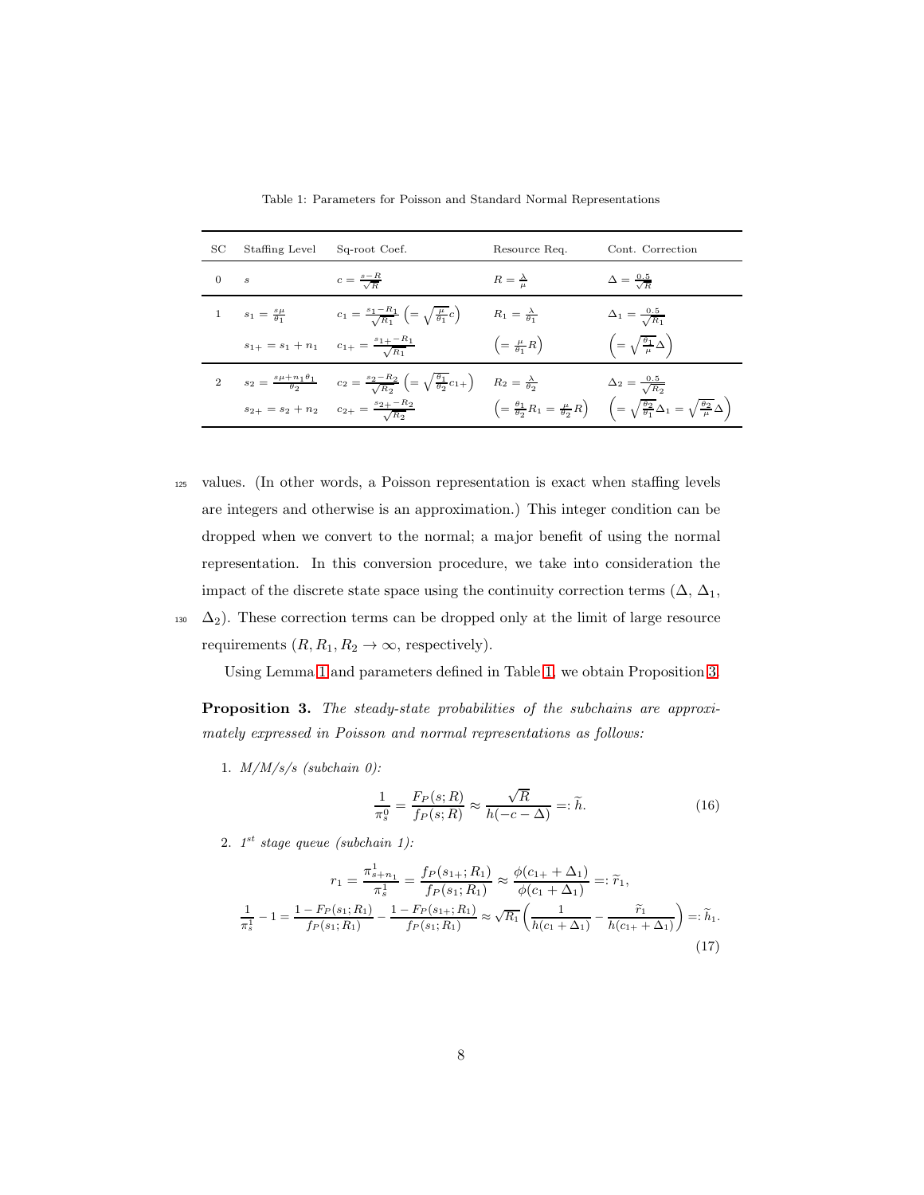Table 1: Parameters for Poisson and Standard Normal Representations

| SC | Staffing Level | Sq-root Coef. | Resource Req. | Cont. Correction |
|---|---|---|---|---|
| 0 | $s$ | $c = \frac{s-R}{\sqrt{R}}$ | $R = \frac{\lambda}{\mu}$ | $\Delta = \frac{0.5}{\sqrt{R}}$ |
| 1 | $s_1 = \frac{s\mu}{\theta_1}$ | $c_1 = \frac{s_1 - R_1}{\sqrt{R_1}} \left(= \sqrt{\frac{\mu}{\theta_1}} c\right)$ | $R_1 = \frac{\lambda}{\theta_1}$ | $\Delta_1 = \frac{0.5}{\sqrt{R_1}}$ |
| | $s_{1+} = s_1 + n_1$ | $c_{1+} = \frac{s_{1+} - R_1}{\sqrt{R_1}}$ | $\left(= \frac{\mu}{\theta_1} R\right)$ | $\left(= \sqrt{\frac{\theta_1}{\mu}} \Delta\right)$ |
| 2 | $s_2 = \frac{s\mu + n_1 \theta_1}{\theta_2}$ | $c_2 = \frac{s_2 - R_2}{\sqrt{R_2}} \left(= \sqrt{\frac{\theta_1}{\theta_2}} c_{1+}\right)$ | $R_2 = \frac{\lambda}{\theta_2}$ | $\Delta_2 = \frac{0.5}{\sqrt{R_2}}$ |
| | $s_{2+} = s_2 + n_2$ | $c_{2+} = \frac{s_{2+} - R_2}{\sqrt{R_2}}$ | $\left(= \frac{\theta_1}{\theta_2} R_1 = \frac{\mu}{\theta_2} R\right)$ | $\left(= \sqrt{\frac{\theta_2}{\theta_1}} \Delta_1 = \sqrt{\frac{\theta_2}{\mu}} \Delta\right)$ |

values. (In other words, a Poisson representation is exact when staffing levels are integers and otherwise is an approximation.) This integer condition can be dropped when we convert to the normal; a major benefit of using the normal representation. In this conversion procedure, we take into consideration the impact of the discrete state space using the continuity correction terms ($\Delta$, $\Delta_1$, $\Delta_2$). These correction terms can be dropped only at the limit of large resource requirements ($R, R_1, R_2 \to \infty$, respectively).

Using Lemma 1 and parameters defined in Table 1, we obtain Proposition 3.

**Proposition 3.** *The steady-state probabilities of the subchains are approximately expressed in Poisson and normal representations as follows:*

1. *M/M/s/s (subchain 0):*

$$\frac{1}{\pi_s^0} = \frac{F_P(s; R)}{f_P(s; R)} \approx \frac{\sqrt{R}}{h(-c-\Delta)} =: \widetilde{h}. \tag{16}$$

2. *$1^{st}$ stage queue (subchain 1):*

$$r_1 = \frac{\pi_{s+n_1}^1}{\pi_s^1} = \frac{f_P(s_{1+}; R_1)}{f_P(s_1; R_1)} \approx \frac{\phi(c_{1+} + \Delta_1)}{\phi(c_1 + \Delta_1)} =: \widetilde{r}_1,$$

$$\frac{1}{\pi_s^1} - 1 = \frac{1 - F_P(s_1; R_1)}{f_P(s_1; R_1)} - \frac{1 - F_P(s_{1+}; R_1)}{f_P(s_1; R_1)} \approx \sqrt{R_1} \left( \frac{1}{h(c_1 + \Delta_1)} - \frac{\widetilde{r}_1}{h(c_{1+} + \Delta_1)} \right) =: \widetilde{h}_1. \tag{17}$$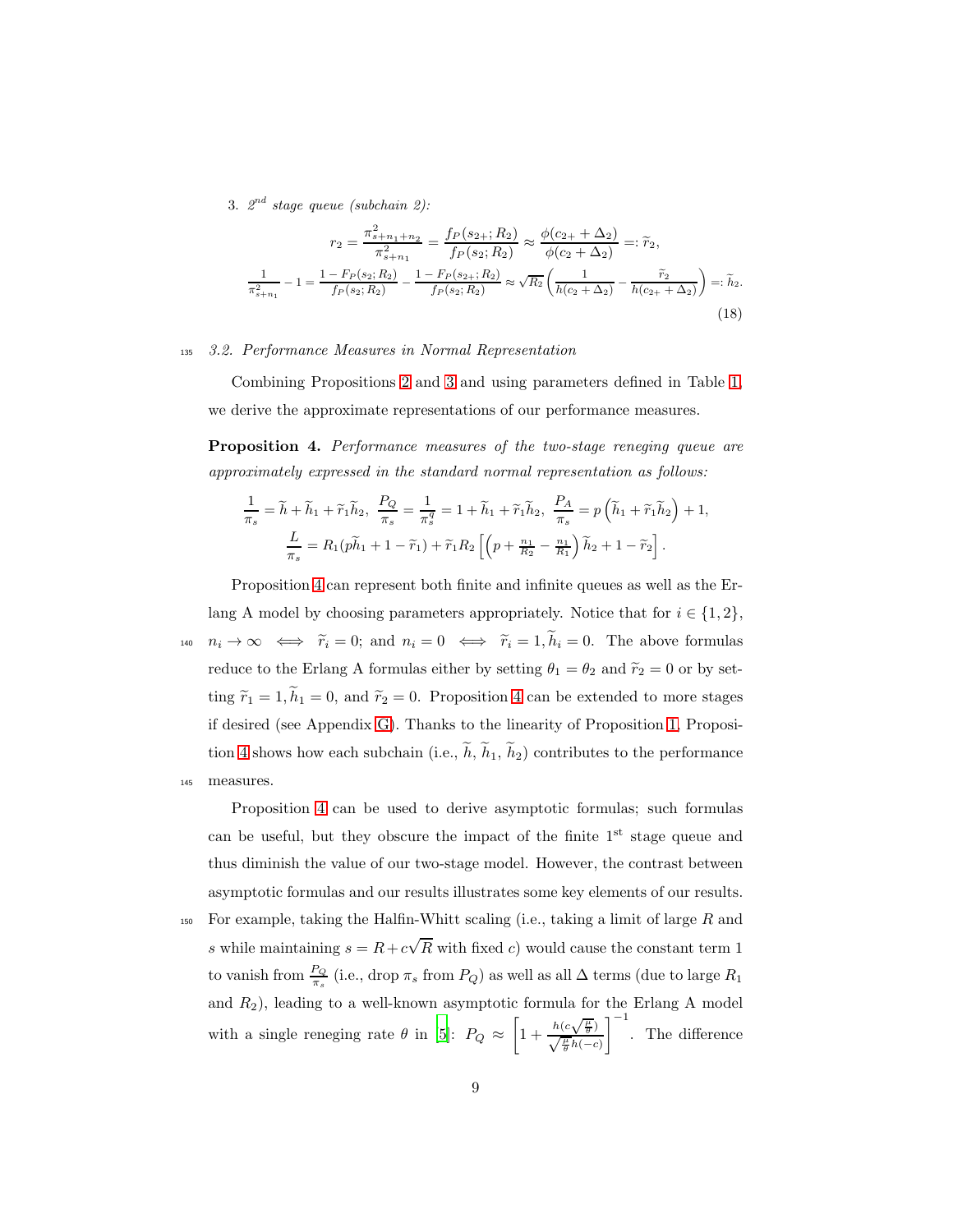3. *$2^{nd}$ stage queue (subchain 2):*

$$
r_2 = \frac{\pi^2_{s+n_1+n_2}}{\pi^2_{s+n_1}} = \frac{f_P(s_{2+};R_2)}{f_P(s_2;R_2)} \approx \frac{\phi(c_{2+}+\Delta_2)}{\phi(c_2+\Delta_2)} =: \widetilde{r}_2,
$$

$$
\frac{1}{\pi^2_{s+n_1}} - 1 = \frac{1-F_P(s_2;R_2)}{f_P(s_2;R_2)} - \frac{1-F_P(s_{2+};R_2)}{f_P(s_2;R_2)} \approx \sqrt{R_2}\left(\frac{1}{h(c_2+\Delta_2)} - \frac{\widetilde{r}_2}{h(c_{2+}+\Delta_2)}\right) =: \widetilde{h}_2. \tag{18}
$$

### 3.2. Performance Measures in Normal Representation

Combining Propositions 2 and 3 and using parameters defined in Table 1, we derive the approximate representations of our performance measures.

**Proposition 4.** *Performance measures of the two-stage reneging queue are approximately expressed in the standard normal representation as follows:*

$$
\frac{1}{\pi_s} = \widetilde{h} + \widetilde{h}_1 + \widetilde{r}_1\widetilde{h}_2, \;\; \frac{P_Q}{\pi_s} = \frac{1}{\pi^q_s} = 1 + \widetilde{h}_1 + \widetilde{r}_1\widetilde{h}_2, \;\; \frac{P_A}{\pi_s} = p\left(\widetilde{h}_1 + \widetilde{r}_1\widetilde{h}_2\right) + 1,
$$

$$
\frac{L}{\pi_s} = R_1(p\widetilde{h}_1 + 1 - \widetilde{r}_1) + \widetilde{r}_1 R_2\left[\left(p + \tfrac{n_1}{R_2} - \tfrac{n_1}{R_1}\right)\widetilde{h}_2 + 1 - \widetilde{r}_2\right].
$$

Proposition 4 can represent both finite and infinite queues as well as the Erlang A model by choosing parameters appropriately. Notice that for $i \in \{1, 2\}$, $n_i \to \infty \iff \widetilde{r}_i = 0$; and $n_i = 0 \iff \widetilde{r}_i = 1, \widetilde{h}_i = 0$. The above formulas reduce to the Erlang A formulas either by setting $\theta_1 = \theta_2$ and $\widetilde{r}_2 = 0$ or by setting $\widetilde{r}_1 = 1, \widetilde{h}_1 = 0$, and $\widetilde{r}_2 = 0$. Proposition 4 can be extended to more stages if desired (see Appendix G). Thanks to the linearity of Proposition 1, Proposition 4 shows how each subchain (i.e., $\widetilde{h}$, $\widetilde{h}_1$, $\widetilde{h}_2$) contributes to the performance measures.

Proposition 4 can be used to derive asymptotic formulas; such formulas can be useful, but they obscure the impact of the finite 1[st] stage queue and thus diminish the value of our two-stage model. However, the contrast between asymptotic formulas and our results illustrates some key elements of our results. For example, taking the Halfin-Whitt scaling (i.e., taking a limit of large $R$ and $s$ while maintaining $s = R + c\sqrt{R}$ with fixed $c$) would cause the constant term 1 to vanish from $\frac{P_Q}{\pi_s}$ (i.e., drop $\pi_s$ from $P_Q$) as well as all $\Delta$ terms (due to large $R_1$ and $R_2$), leading to a well-known asymptotic formula for the Erlang A model with a single reneging rate $\theta$ in [5]: $P_Q \approx \left[1 + \frac{h(c\sqrt{\frac{\mu}{\theta}})}{\sqrt{\frac{\mu}{\theta}}h(-c)}\right]^{-1}$. The difference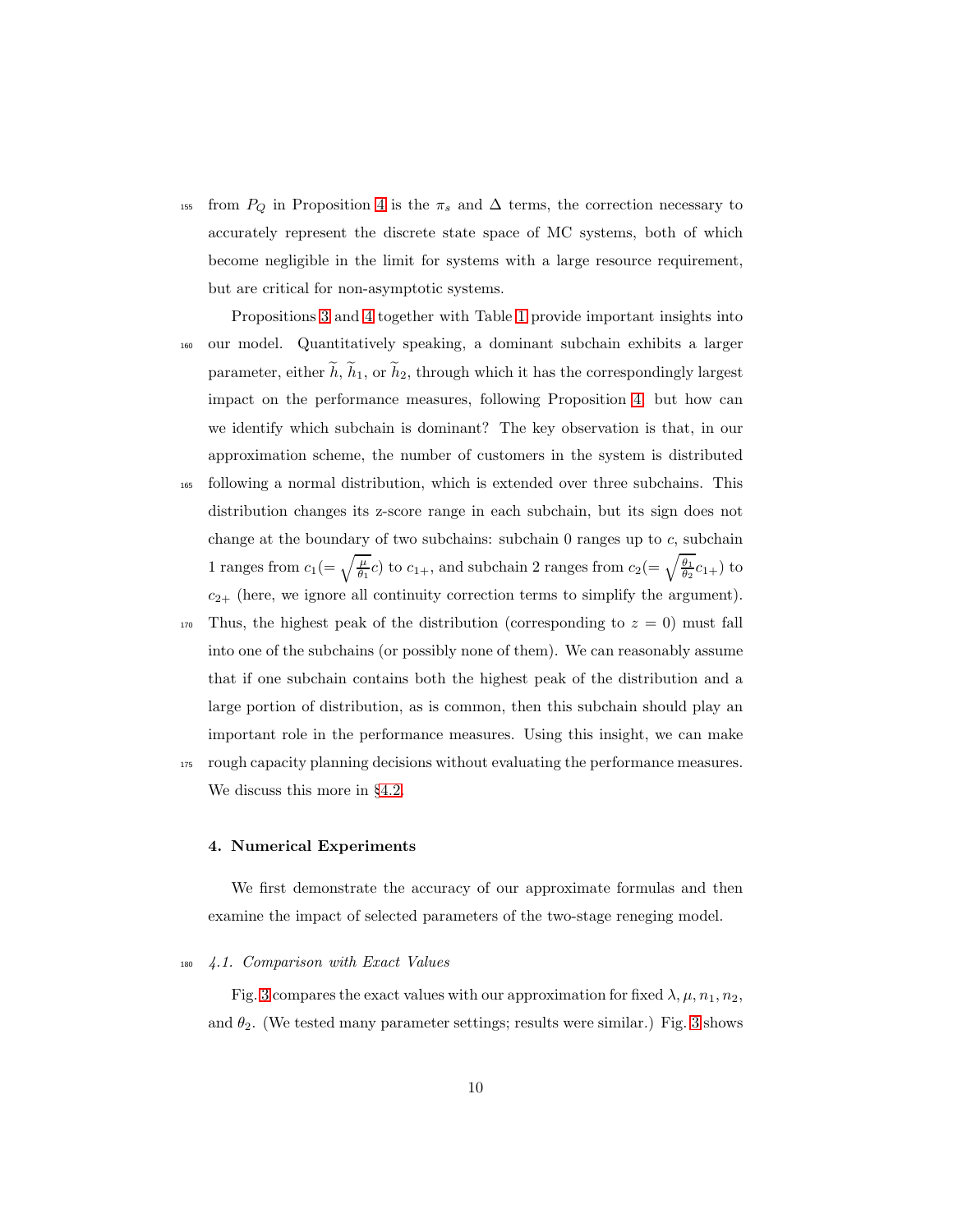from $P_Q$ in Proposition 4 is the $\pi_s$ and $\Delta$ terms, the correction necessary to accurately represent the discrete state space of MC systems, both of which become negligible in the limit for systems with a large resource requirement, but are critical for non-asymptotic systems.

Propositions 3 and 4 together with Table 1 provide important insights into our model. Quantitatively speaking, a dominant subchain exhibits a larger parameter, either $\widetilde{h}$, $\widetilde{h}_1$, or $\widetilde{h}_2$, through which it has the correspondingly largest impact on the performance measures, following Proposition 4; but how can we identify which subchain is dominant? The key observation is that, in our approximation scheme, the number of customers in the system is distributed following a normal distribution, which is extended over three subchains. This distribution changes its z-score range in each subchain, but its sign does not change at the boundary of two subchains: subchain 0 ranges up to $c$, subchain 1 ranges from $c_1 (= \sqrt{\frac{\mu}{\theta_1}} c)$ to $c_{1+}$, and subchain 2 ranges from $c_2 (= \sqrt{\frac{\theta_1}{\theta_2}} c_{1+})$ to $c_{2+}$ (here, we ignore all continuity correction terms to simplify the argument). Thus, the highest peak of the distribution (corresponding to $z = 0$) must fall into one of the subchains (or possibly none of them). We can reasonably assume that if one subchain contains both the highest peak of the distribution and a large portion of distribution, as is common, then this subchain should play an important role in the performance measures. Using this insight, we can make rough capacity planning decisions without evaluating the performance measures. We discuss this more in §4.2.

## 4. Numerical Experiments

We first demonstrate the accuracy of our approximate formulas and then examine the impact of selected parameters of the two-stage reneging model.

### *4.1. Comparison with Exact Values*

Fig. 3 compares the exact values with our approximation for fixed $\lambda, \mu, n_1, n_2$, and $\theta_2$. (We tested many parameter settings; results were similar.) Fig. 3 shows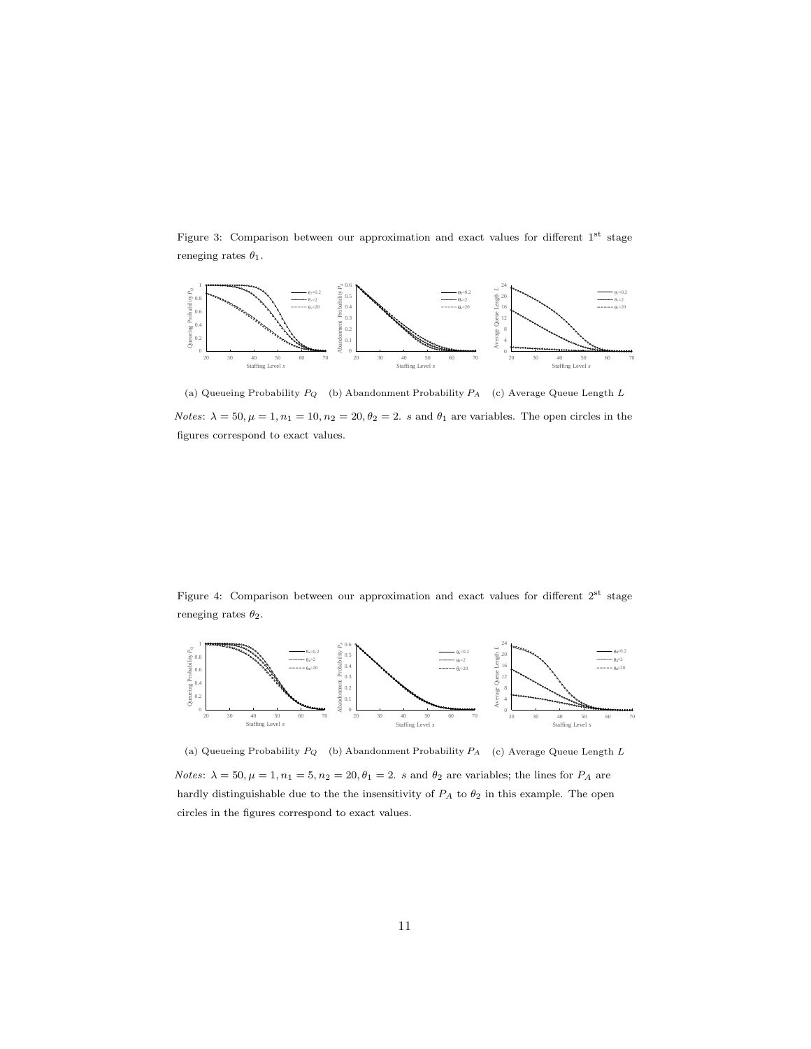Figure 3: Comparison between our approximation and exact values for different 1[st] stage reneging rates $\theta_1$.

(a) Queueing Probability $P_Q$ (b) Abandonment Probability $P_A$ (c) Average Queue Length $L$

*Notes*: $\lambda = 50, \mu = 1, n_1 = 10, n_2 = 20, \theta_2 = 2$. $s$ and $\theta_1$ are variables. The open circles in the figures correspond to exact values.

Figure 4: Comparison between our approximation and exact values for different 2[nd] stage reneging rates $\theta_2$.

(a) Queueing Probability $P_Q$ (b) Abandonment Probability $P_A$ (c) Average Queue Length $L$

*Notes*: $\lambda = 50, \mu = 1, n_1 = 5, n_2 = 20, \theta_1 = 2$. $s$ and $\theta_2$ are variables; the lines for $P_A$ are hardly distinguishable due to the the insensitivity of $P_A$ to $\theta_2$ in this example. The open circles in the figures correspond to exact values.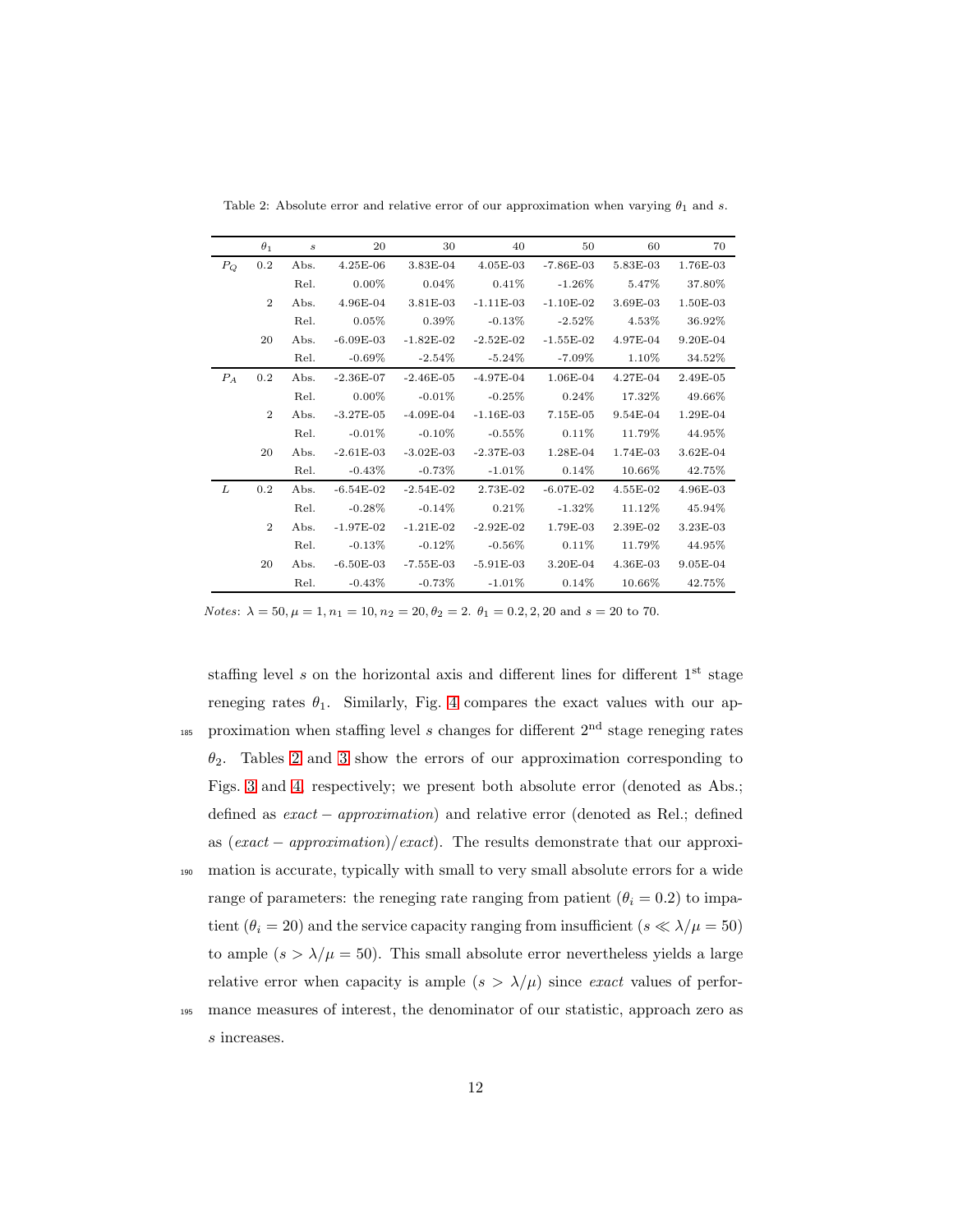Table 2: Absolute error and relative error of our approximation when varying $\theta_1$ and $s$.

| | $\theta_1$ | $s$ | 20 | 30 | 40 | 50 | 60 | 70 |
|---|---|---|---|---|---|---|---|---|
| $P_Q$ | 0.2 | Abs. | 4.25E-06 | 3.83E-04 | 4.05E-03 | -7.86E-03 | 5.83E-03 | 1.76E-03 |
| | | Rel. | 0.00% | 0.04% | 0.41% | -1.26% | 5.47% | 37.80% |
| | 2 | Abs. | 4.96E-04 | 3.81E-03 | -1.11E-03 | -1.10E-02 | 3.69E-03 | 1.50E-03 |
| | | Rel. | 0.05% | 0.39% | -0.13% | -2.52% | 4.53% | 36.92% |
| | 20 | Abs. | -6.09E-03 | -1.82E-02 | -2.52E-02 | -1.55E-02 | 4.97E-04 | 9.20E-04 |
| | | Rel. | -0.69% | -2.54% | -5.24% | -7.09% | 1.10% | 34.52% |
| $P_A$ | 0.2 | Abs. | -2.36E-07 | -2.46E-05 | -4.97E-04 | 1.06E-04 | 4.27E-04 | 2.49E-05 |
| | | Rel. | 0.00% | -0.01% | -0.25% | 0.24% | 17.32% | 49.66% |
| | 2 | Abs. | -3.27E-05 | -4.09E-04 | -1.16E-03 | 7.15E-05 | 9.54E-04 | 1.29E-04 |
| | | Rel. | -0.01% | -0.10% | -0.55% | 0.11% | 11.79% | 44.95% |
| | 20 | Abs. | -2.61E-03 | -3.02E-03 | -2.37E-03 | 1.28E-04 | 1.74E-03 | 3.62E-04 |
| | | Rel. | -0.43% | -0.73% | -1.01% | 0.14% | 10.66% | 42.75% |
| $L$ | 0.2 | Abs. | -6.54E-02 | -2.54E-02 | 2.73E-02 | -6.07E-02 | 4.55E-02 | 4.96E-03 |
| | | Rel. | -0.28% | -0.14% | 0.21% | -1.32% | 11.12% | 45.94% |
| | 2 | Abs. | -1.97E-02 | -1.21E-02 | -2.92E-02 | 1.79E-03 | 2.39E-02 | 3.23E-03 |
| | | Rel. | -0.13% | -0.12% | -0.56% | 0.11% | 11.79% | 44.95% |
| | 20 | Abs. | -6.50E-03 | -7.55E-03 | -5.91E-03 | 3.20E-04 | 4.36E-03 | 9.05E-04 |
| | | Rel. | -0.43% | -0.73% | -1.01% | 0.14% | 10.66% | 42.75% |

*Notes*: $\lambda = 50, \mu = 1, n_1 = 10, n_2 = 20, \theta_2 = 2$. $\theta_1 = 0.2, 2, 20$ and $s = 20$ to $70$.

staffing level $s$ on the horizontal axis and different lines for different 1st stage reneging rates $\theta_1$. Similarly, Fig. 4 compares the exact values with our approximation when staffing level $s$ changes for different 2nd stage reneging rates $\theta_2$. Tables 2 and 3 show the errors of our approximation corresponding to Figs. 3 and 4, respectively; we present both absolute error (denoted as Abs.; defined as *exact* − *approximation*) and relative error (denoted as Rel.; defined as (*exact* − *approximation*)/*exact*). The results demonstrate that our approximation is accurate, typically with small to very small absolute errors for a wide range of parameters: the reneging rate ranging from patient ($\theta_i = 0.2$) to impatient ($\theta_i = 20$) and the service capacity ranging from insufficient ($s \ll \lambda/\mu = 50$) to ample ($s > \lambda/\mu = 50$). This small absolute error nevertheless yields a large relative error when capacity is ample ($s > \lambda/\mu$) since *exact* values of performance measures of interest, the denominator of our statistic, approach zero as $s$ increases.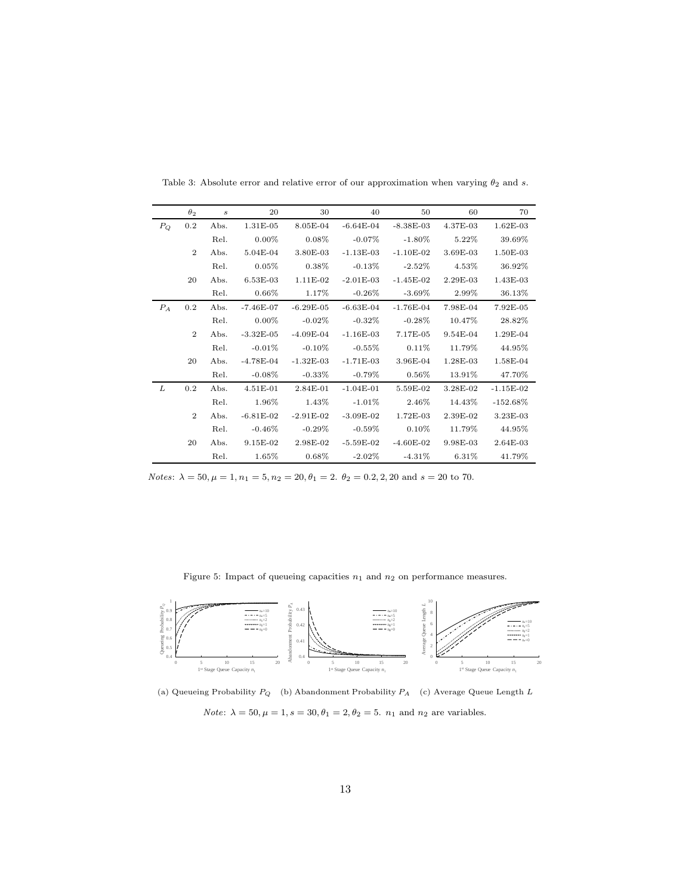Table 3: Absolute error and relative error of our approximation when varying $\theta_2$ and $s$.

| | $\theta_2$ | $s$ | 20 | 30 | 40 | 50 | 60 | 70 |
|---|---|---|---|---|---|---|---|---|
| $P_Q$ | 0.2 | Abs. | 1.31E-05 | 8.05E-04 | -6.64E-04 | -8.38E-03 | 4.37E-03 | 1.62E-03 |
| | | Rel. | 0.00% | 0.08% | -0.07% | -1.80% | 5.22% | 39.69% |
| | 2 | Abs. | 5.04E-04 | 3.80E-03 | -1.13E-03 | -1.10E-02 | 3.69E-03 | 1.50E-03 |
| | | Rel. | 0.05% | 0.38% | -0.13% | -2.52% | 4.53% | 36.92% |
| | 20 | Abs. | 6.53E-03 | 1.11E-02 | -2.01E-03 | -1.45E-02 | 2.29E-03 | 1.43E-03 |
| | | Rel. | 0.66% | 1.17% | -0.26% | -3.69% | 2.99% | 36.13% |
| $P_A$ | 0.2 | Abs. | -7.46E-07 | -6.29E-05 | -6.63E-04 | -1.76E-04 | 7.98E-04 | 7.92E-05 |
| | | Rel. | 0.00% | -0.02% | -0.32% | -0.28% | 10.47% | 28.82% |
| | 2 | Abs. | -3.32E-05 | -4.09E-04 | -1.16E-03 | 7.17E-05 | 9.54E-04 | 1.29E-04 |
| | | Rel. | -0.01% | -0.10% | -0.55% | 0.11% | 11.79% | 44.95% |
| | 20 | Abs. | -4.78E-04 | -1.32E-03 | -1.71E-03 | 3.96E-04 | 1.28E-03 | 1.58E-04 |
| | | Rel. | -0.08% | -0.33% | -0.79% | 0.56% | 13.91% | 47.70% |
| $L$ | 0.2 | Abs. | 4.51E-01 | 2.84E-01 | -1.04E-01 | 5.59E-02 | 3.28E-02 | -1.15E-02 |
| | | Rel. | 1.96% | 1.43% | -1.01% | 2.46% | 14.43% | -152.68% |
| | 2 | Abs. | -6.81E-02 | -2.91E-02 | -3.09E-02 | 1.72E-03 | 2.39E-02 | 3.23E-03 |
| | | Rel. | -0.46% | -0.29% | -0.59% | 0.10% | 11.79% | 44.95% |
| | 20 | Abs. | 9.15E-02 | 2.98E-02 | -5.59E-02 | -4.60E-02 | 9.98E-03 | 2.64E-03 |
| | | Rel. | 1.65% | 0.68% | -2.02% | -4.31% | 6.31% | 41.79% |

*Notes*: $\lambda = 50, \mu = 1, n_1 = 5, n_2 = 20, \theta_1 = 2$. $\theta_2 = 0.2, 2, 20$ and $s = 20$ to 70.

Figure 5: Impact of queueing capacities $n_1$ and $n_2$ on performance measures.

(a) Queueing Probability $P_Q$ (b) Abandonment Probability $P_A$ (c) Average Queue Length $L$

*Note*: $\lambda = 50, \mu = 1, s = 30, \theta_1 = 2, \theta_2 = 5$. $n_1$ and $n_2$ are variables.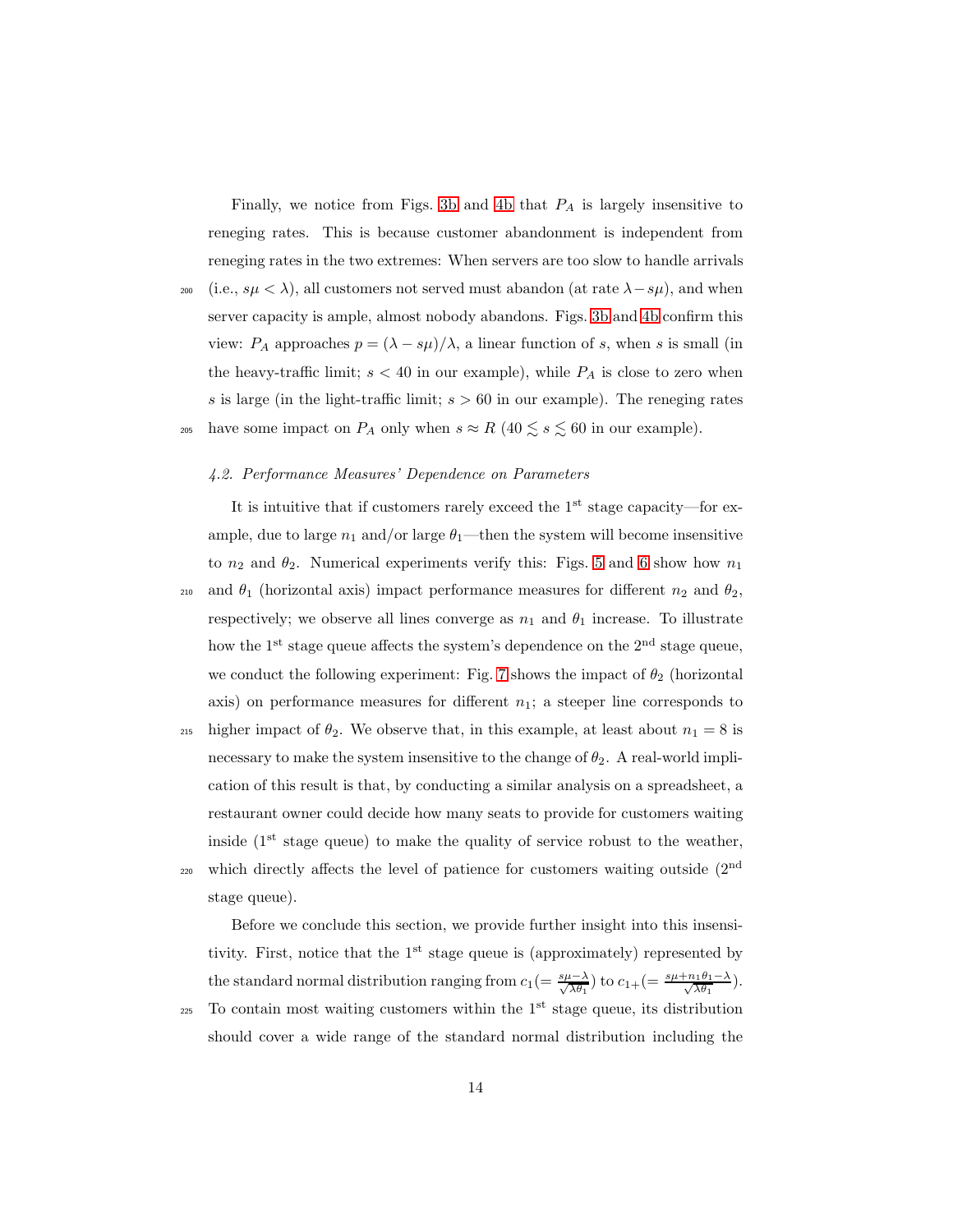Finally, we notice from Figs. 3b and 4b that $P_A$ is largely insensitive to reneging rates. This is because customer abandonment is independent from reneging rates in the two extremes: When servers are too slow to handle arrivals (i.e., $s\mu < \lambda$), all customers not served must abandon (at rate $\lambda - s\mu$), and when server capacity is ample, almost nobody abandons. Figs. 3b and 4b confirm this view: $P_A$ approaches $p = (\lambda - s\mu)/\lambda$, a linear function of $s$, when $s$ is small (in the heavy-traffic limit; $s < 40$ in our example), while $P_A$ is close to zero when $s$ is large (in the light-traffic limit; $s > 60$ in our example). The reneging rates have some impact on $P_A$ only when $s \approx R$ ($40 \lesssim s \lesssim 60$ in our example).

### *4.2. Performance Measures' Dependence on Parameters*

It is intuitive that if customers rarely exceed the 1st stage capacity—for example, due to large $n_1$ and/or large $\theta_1$—then the system will become insensitive to $n_2$ and $\theta_2$. Numerical experiments verify this: Figs. 5 and 6 show how $n_1$ and $\theta_1$ (horizontal axis) impact performance measures for different $n_2$ and $\theta_2$, respectively; we observe all lines converge as $n_1$ and $\theta_1$ increase. To illustrate how the 1st stage queue affects the system's dependence on the 2nd stage queue, we conduct the following experiment: Fig. 7 shows the impact of $\theta_2$ (horizontal axis) on performance measures for different $n_1$; a steeper line corresponds to higher impact of $\theta_2$. We observe that, in this example, at least about $n_1 = 8$ is necessary to make the system insensitive to the change of $\theta_2$. A real-world implication of this result is that, by conducting a similar analysis on a spreadsheet, a restaurant owner could decide how many seats to provide for customers waiting inside (1st stage queue) to make the quality of service robust to the weather, which directly affects the level of patience for customers waiting outside (2nd stage queue).

Before we conclude this section, we provide further insight into this insensitivity. First, notice that the 1st stage queue is (approximately) represented by the standard normal distribution ranging from $c_1 (= \frac{s\mu - \lambda}{\sqrt{\lambda \theta_1}})$ to $c_{1+} (= \frac{s\mu + n_1\theta_1 - \lambda}{\sqrt{\lambda \theta_1}})$. To contain most waiting customers within the 1st stage queue, its distribution should cover a wide range of the standard normal distribution including the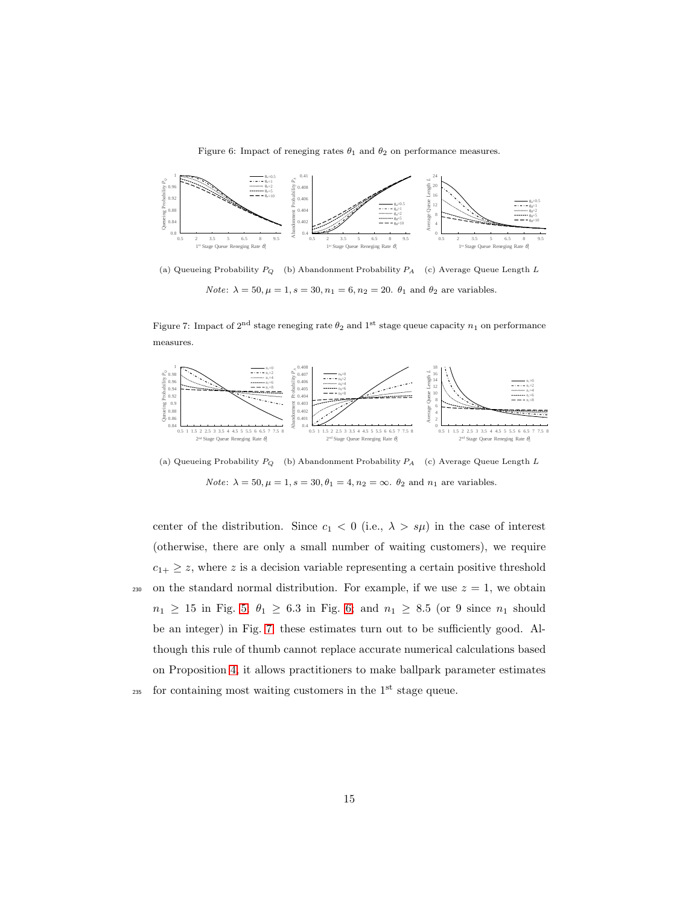Figure 6: Impact of reneging rates $\theta_1$ and $\theta_2$ on performance measures.

(a) Queueing Probability $P_Q$ (b) Abandonment Probability $P_A$ (c) Average Queue Length $L$

*Note*: $\lambda = 50, \mu = 1, s = 30, n_1 = 6, n_2 = 20$. $\theta_1$ and $\theta_2$ are variables.

Figure 7: Impact of 2[nd] stage reneging rate $\theta_2$ and 1[st] stage queue capacity $n_1$ on performance measures.

(a) Queueing Probability $P_Q$ (b) Abandonment Probability $P_A$ (c) Average Queue Length $L$

*Note*: $\lambda = 50, \mu = 1, s = 30, \theta_1 = 4, n_2 = \infty$. $\theta_2$ and $n_1$ are variables.

center of the distribution. Since $c_1 < 0$ (i.e., $\lambda > s\mu$) in the case of interest (otherwise, there are only a small number of waiting customers), we require $c_{1+} \geq z$, where $z$ is a decision variable representing a certain positive threshold on the standard normal distribution. For example, if we use $z = 1$, we obtain $n_1 \geq 15$ in Fig. 5, $\theta_1 \geq 6.3$ in Fig. 6, and $n_1 \geq 8.5$ (or 9 since $n_1$ should be an integer) in Fig. 7; these estimates turn out to be sufficiently good. Although this rule of thumb cannot replace accurate numerical calculations based on Proposition 4, it allows practitioners to make ballpark parameter estimates for containing most waiting customers in the 1[st] stage queue.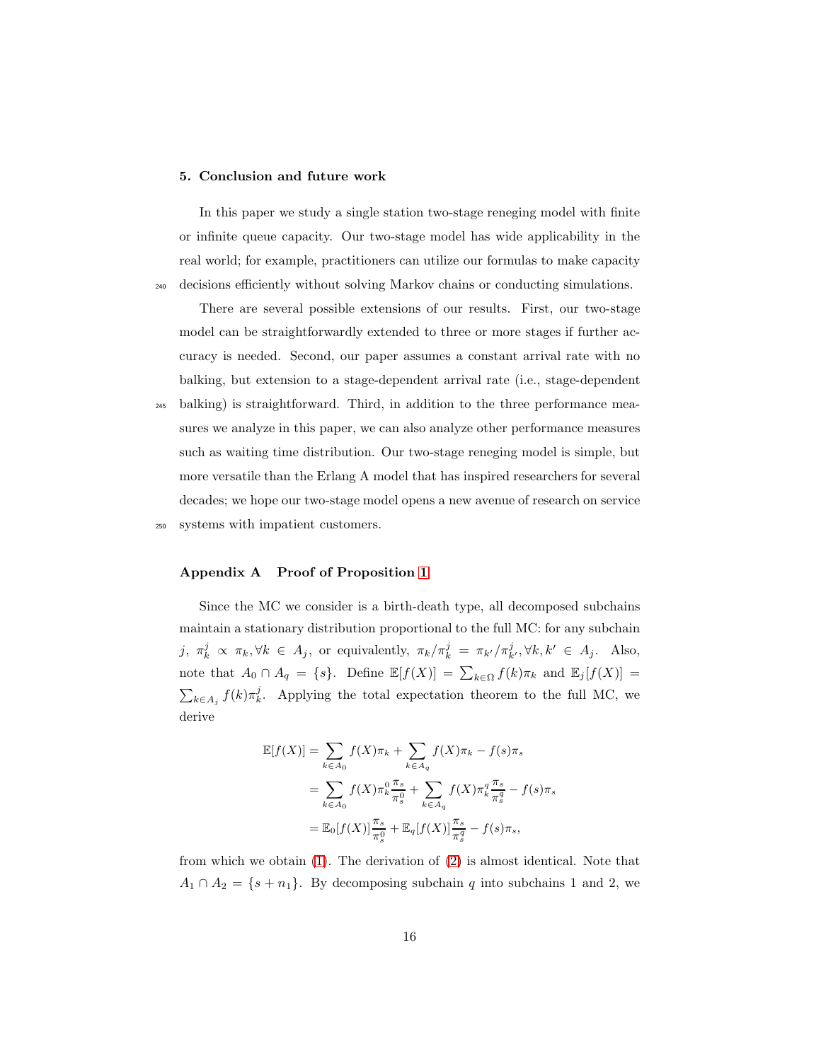## 5. Conclusion and future work

In this paper we study a single station two-stage reneging model with finite or infinite queue capacity. Our two-stage model has wide applicability in the real world; for example, practitioners can utilize our formulas to make capacity decisions efficiently without solving Markov chains or conducting simulations.

There are several possible extensions of our results. First, our two-stage model can be straightforwardly extended to three or more stages if further accuracy is needed. Second, our paper assumes a constant arrival rate with no balking, but extension to a stage-dependent arrival rate (i.e., stage-dependent balking) is straightforward. Third, in addition to the three performance measures we analyze in this paper, we can also analyze other performance measures such as waiting time distribution. Our two-stage reneging model is simple, but more versatile than the Erlang A model that has inspired researchers for several decades; we hope our two-stage model opens a new avenue of research on service systems with impatient customers.

## Appendix A Proof of Proposition 1

Since the MC we consider is a birth-death type, all decomposed subchains maintain a stationary distribution proportional to the full MC: for any subchain $j$, $\pi_k^j \propto \pi_k, \forall k \in A_j$, or equivalently, $\pi_k/\pi_k^j = \pi_{k'}/\pi_{k'}^j, \forall k, k' \in A_j$. Also, note that $A_0 \cap A_q = \{s\}$. Define $\mathbb{E}[f(X)] = \sum_{k\in\Omega} f(k)\pi_k$ and $\mathbb{E}_j[f(X)] = \sum_{k\in A_j} f(k)\pi_k^j$. Applying the total expectation theorem to the full MC, we derive

$$
\begin{aligned}
\mathbb{E}[f(X)] &= \sum_{k\in A_0} f(X)\pi_k + \sum_{k\in A_q} f(X)\pi_k - f(s)\pi_s \\
&= \sum_{k\in A_0} f(X)\pi_k^0 \frac{\pi_s}{\pi_s^0} + \sum_{k\in A_q} f(X)\pi_k^q \frac{\pi_s}{\pi_s^q} - f(s)\pi_s \\
&= \mathbb{E}_0[f(X)]\frac{\pi_s}{\pi_s^0} + \mathbb{E}_q[f(X)]\frac{\pi_s}{\pi_s^q} - f(s)\pi_s,
\end{aligned}
$$

from which we obtain (1). The derivation of (2) is almost identical. Note that $A_1 \cap A_2 = \{s + n_1\}$. By decomposing subchain $q$ into subchains 1 and 2, we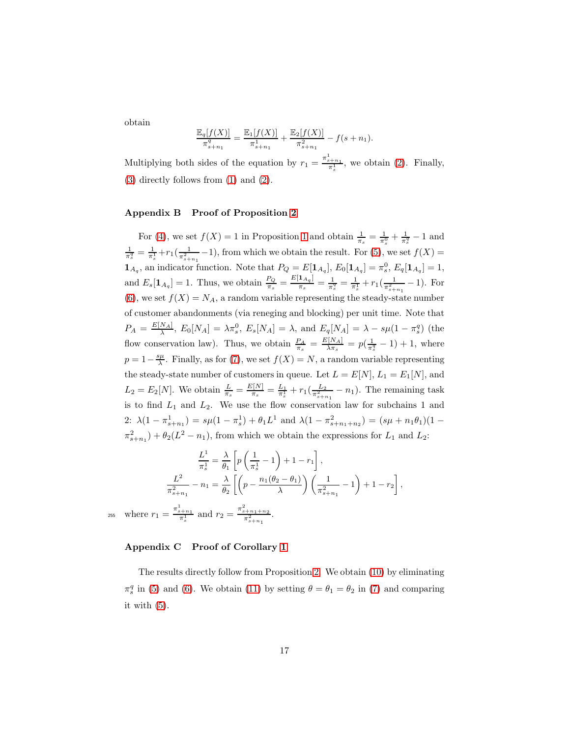obtain

$$\frac{\mathbb{E}_q[f(X)]}{\pi^q_{s+n_1}} = \frac{\mathbb{E}_1[f(X)]}{\pi^1_{s+n_1}} + \frac{\mathbb{E}_2[f(X)]}{\pi^2_{s+n_1}} - f(s+n_1).$$

Multiplying both sides of the equation by $r_1 = \frac{\pi^1_{s+n_1}}{\pi^1_s}$, we obtain (2). Finally, (3) directly follows from (1) and (2).

## Appendix B Proof of Proposition 2

For (4), we set $f(X) = 1$ in Proposition 1 and obtain $\frac{1}{\pi_s} = \frac{1}{\pi^0_s} + \frac{1}{\pi^q_s} - 1$ and $\frac{1}{\pi^q_s} = \frac{1}{\pi^1_s} + r_1(\frac{1}{\pi^2_{s+n_1}} - 1)$, from which we obtain the result. For (5), we set $f(X) = \mathbf{1}_{A_q}$, an indicator function. Note that $P_Q = E[\mathbf{1}_{A_q}]$, $E_0[\mathbf{1}_{A_q}] = \pi^0_s$, $E_q[\mathbf{1}_{A_q}] = 1$, and $E_s[\mathbf{1}_{A_q}] = 1$. Thus, we obtain $\frac{P_Q}{\pi_s} = \frac{E[\mathbf{1}_{A_q}]}{\pi_s} = \frac{1}{\pi^q_s} = \frac{1}{\pi^1_s} + r_1(\frac{1}{\pi^2_{s+n_1}} - 1)$. For (6), we set $f(X) = N_A$, a random variable representing the steady-state number of customer abandonments (via reneging and blocking) per unit time. Note that $P_A = \frac{E[N_A]}{\lambda}$, $E_0[N_A] = \lambda \pi^0_s$, $E_s[N_A] = \lambda$, and $E_q[N_A] = \lambda - s\mu(1 - \pi^q_s)$ (the flow conservation law). Thus, we obtain $\frac{P_A}{\pi_s} = \frac{E[N_A]}{\lambda \pi_s} = p(\frac{1}{\pi^q_s} - 1) + 1$, where $p = 1 - \frac{s\mu}{\lambda}$. Finally, as for (7), we set $f(X) = N$, a random variable representing the steady-state number of customers in queue. Let $L = E[N]$, $L_1 = E_1[N]$, and $L_2 = E_2[N]$. We obtain $\frac{L}{\pi_s} = \frac{E[N]}{\pi_s} = \frac{L_1}{\pi^1_s} + r_1(\frac{L_2}{\pi^2_{s+n_1}} - n_1)$. The remaining task is to find $L_1$ and $L_2$. We use the flow conservation law for subchains 1 and 2: $\lambda(1 - \pi^1_{s+n_1}) = s\mu(1 - \pi^1_s) + \theta_1 L^1$ and $\lambda(1 - \pi^2_{s+n_1+n_2}) = (s\mu + n_1\theta_1)(1 - \pi^2_{s+n_1}) + \theta_2(L^2 - n_1)$, from which we obtain the expressions for $L_1$ and $L_2$:

$$\frac{L^1}{\pi^1_s} = \frac{\lambda}{\theta_1}\left[p\left(\frac{1}{\pi^1_s} - 1\right) + 1 - r_1\right],$$

$$\frac{L^2}{\pi^2_{s+n_1}} - n_1 = \frac{\lambda}{\theta_2}\left[\left(p - \frac{n_1(\theta_2 - \theta_1)}{\lambda}\right)\left(\frac{1}{\pi^2_{s+n_1}} - 1\right) + 1 - r_2\right],$$

where $r_1 = \frac{\pi^1_{s+n_1}}{\pi^1_s}$ and $r_2 = \frac{\pi^2_{s+n_1+n_2}}{\pi^2_{s+n_1}}$.

## Appendix C Proof of Corollary 1

The results directly follow from Proposition 2. We obtain (10) by eliminating $\pi^q_s$ in (5) and (6). We obtain (11) by setting $\theta = \theta_1 = \theta_2$ in (7) and comparing it with (5).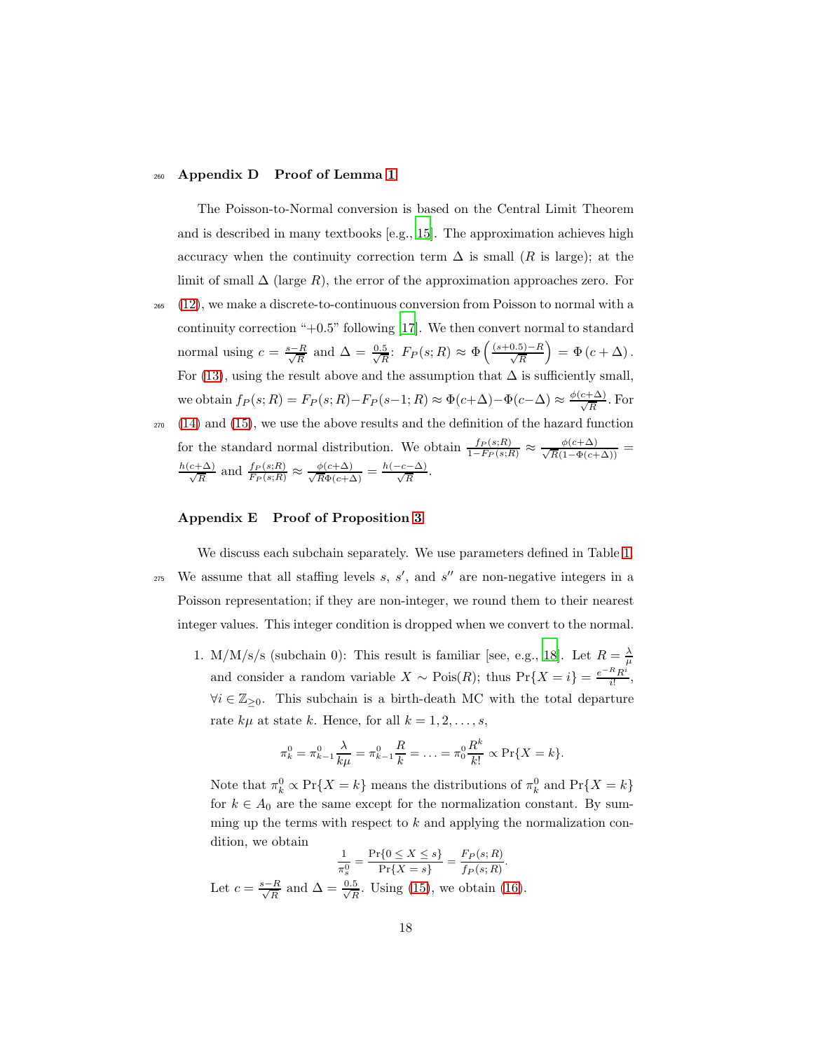## Appendix D Proof of Lemma 1

The Poisson-to-Normal conversion is based on the Central Limit Theorem and is described in many textbooks [e.g., 15]. The approximation achieves high accuracy when the continuity correction term $\Delta$ is small ($R$ is large); at the limit of small $\Delta$ (large $R$), the error of the approximation approaches zero. For (12), we make a discrete-to-continuous conversion from Poisson to normal with a continuity correction "+0.5" following [17]. We then convert normal to standard normal using $c = \frac{s-R}{\sqrt{R}}$ and $\Delta = \frac{0.5}{\sqrt{R}}$: $F_P(s; R) \approx \Phi\left(\frac{(s+0.5)-R}{\sqrt{R}}\right) = \Phi(c + \Delta)$. For (13), using the result above and the assumption that $\Delta$ is sufficiently small, we obtain $f_P(s; R) = F_P(s; R) - F_P(s-1; R) \approx \Phi(c+\Delta) - \Phi(c-\Delta) \approx \frac{\phi(c+\Delta)}{\sqrt{R}}$. For (14) and (15), we use the above results and the definition of the hazard function for the standard normal distribution. We obtain $\frac{f_P(s;R)}{1-F_P(s;R)} \approx \frac{\phi(c+\Delta)}{\sqrt{R}(1-\Phi(c+\Delta))} = \frac{h(c+\Delta)}{\sqrt{R}}$ and $\frac{f_P(s;R)}{F_P(s;R)} \approx \frac{\phi(c+\Delta)}{\sqrt{R}\Phi(c+\Delta)} = \frac{h(-c-\Delta)}{\sqrt{R}}$.

## Appendix E Proof of Proposition 3

We discuss each subchain separately. We use parameters defined in Table 1. We assume that all staffing levels $s$, $s'$, and $s''$ are non-negative integers in a Poisson representation; if they are non-integer, we round them to their nearest integer values. This integer condition is dropped when we convert to the normal.

1. M/M/s/s (subchain 0): This result is familiar [see, e.g., 18]. Let $R = \frac{\lambda}{\mu}$ and consider a random variable $X \sim \text{Pois}(R)$; thus $\Pr\{X = i\} = \frac{e^{-R}R^i}{i!}$, $\forall i \in \mathbb{Z}_{\geq 0}$. This subchain is a birth-death MC with the total departure rate $k\mu$ at state $k$. Hence, for all $k = 1, 2, \ldots, s$,

$$\pi_k^0 = \pi_{k-1}^0 \frac{\lambda}{k\mu} = \pi_{k-1}^0 \frac{R}{k} = \ldots = \pi_0^0 \frac{R^k}{k!} \propto \Pr\{X = k\}.$$

Note that $\pi_k^0 \propto \Pr\{X = k\}$ means the distributions of $\pi_k^0$ and $\Pr\{X = k\}$ for $k \in A_0$ are the same except for the normalization constant. By summing up the terms with respect to $k$ and applying the normalization condition, we obtain

$$\frac{1}{\pi_s^0} = \frac{\Pr\{0 \leq X \leq s\}}{\Pr\{X = s\}} = \frac{F_P(s; R)}{f_P(s; R)}.$$

Let $c = \frac{s-R}{\sqrt{R}}$ and $\Delta = \frac{0.5}{\sqrt{R}}$. Using (15), we obtain (16).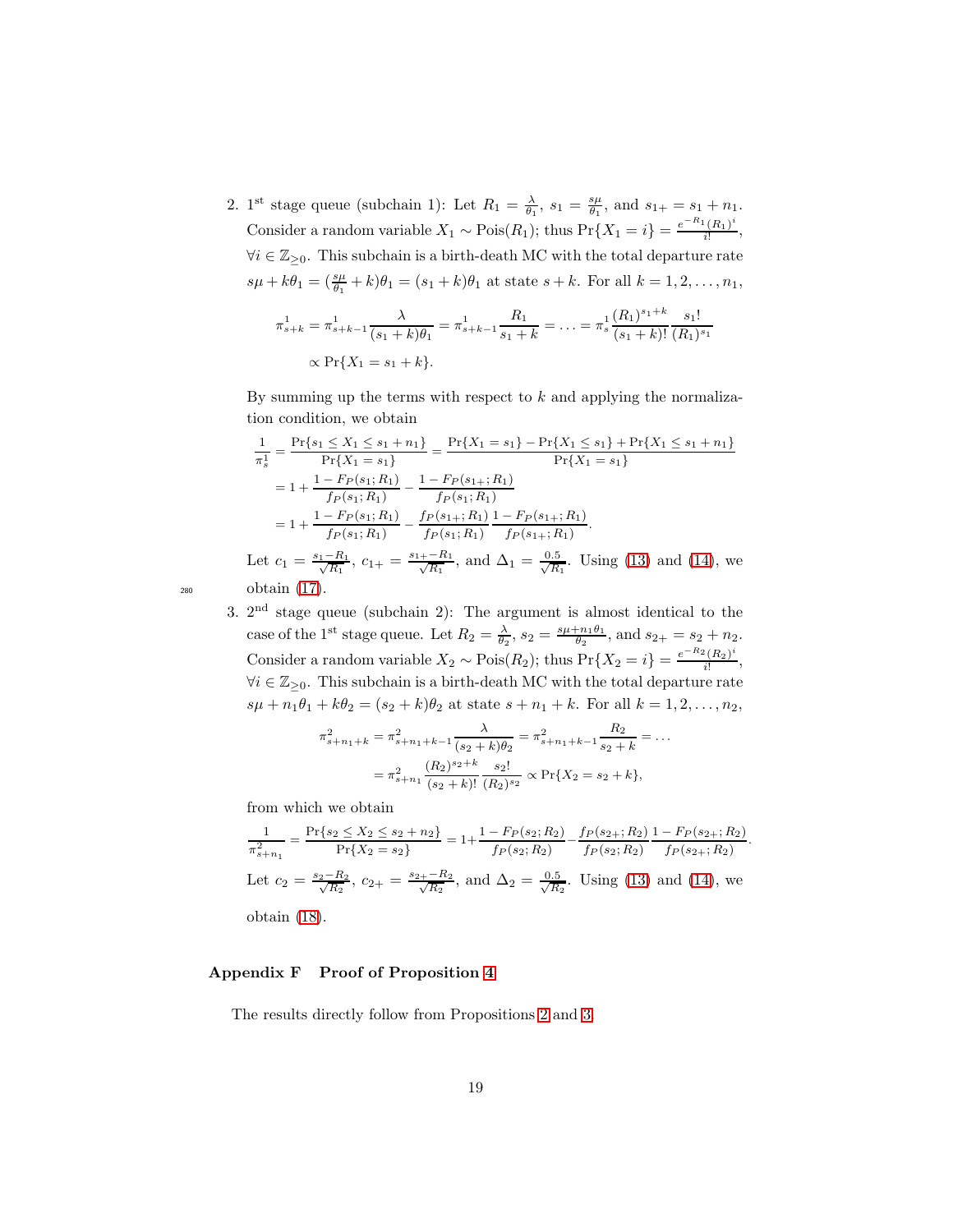2. 1st stage queue (subchain 1): Let $R_1 = \frac{\lambda}{\theta_1}$, $s_1 = \frac{s\mu}{\theta_1}$, and $s_{1+} = s_1 + n_1$. Consider a random variable $X_1 \sim \text{Pois}(R_1)$; thus $\Pr\{X_1 = i\} = \frac{e^{-R_1}(R_1)^i}{i!}$, $\forall i \in \mathbb{Z}_{\geq 0}$. This subchain is a birth-death MC with the total departure rate $s\mu + k\theta_1 = (\frac{s\mu}{\theta_1} + k)\theta_1 = (s_1 + k)\theta_1$ at state $s + k$. For all $k = 1, 2, \ldots, n_1$,

$$\pi^1_{s+k} = \pi^1_{s+k-1} \frac{\lambda}{(s_1 + k)\theta_1} = \pi^1_{s+k-1} \frac{R_1}{s_1 + k} = \ldots = \pi^1_s \frac{(R_1)^{s_1+k}}{(s_1 + k)!} \frac{s_1!}{(R_1)^{s_1}}$$
$$\propto \Pr\{X_1 = s_1 + k\}.$$

By summing up the terms with respect to $k$ and applying the normalization condition, we obtain

$$\begin{aligned}
\frac{1}{\pi^1_s} &= \frac{\Pr\{s_1 \leq X_1 \leq s_1 + n_1\}}{\Pr\{X_1 = s_1\}} = \frac{\Pr\{X_1 = s_1\} - \Pr\{X_1 \leq s_1\} + \Pr\{X_1 \leq s_1 + n_1\}}{\Pr\{X_1 = s_1\}} \\
&= 1 + \frac{1 - F_P(s_1; R_1)}{f_P(s_1; R_1)} - \frac{1 - F_P(s_{1+}; R_1)}{f_P(s_1; R_1)} \\
&= 1 + \frac{1 - F_P(s_1; R_1)}{f_P(s_1; R_1)} - \frac{f_P(s_{1+}; R_1)}{f_P(s_1; R_1)} \frac{1 - F_P(s_{1+}; R_1)}{f_P(s_{1+}; R_1)}.
\end{aligned}$$

Let $c_1 = \frac{s_1 - R_1}{\sqrt{R_1}}$, $c_{1+} = \frac{s_{1+} - R_1}{\sqrt{R_1}}$, and $\Delta_1 = \frac{0.5}{\sqrt{R_1}}$. Using (13) and (14), we obtain (17).

3. 2nd stage queue (subchain 2): The argument is almost identical to the case of the 1st stage queue. Let $R_2 = \frac{\lambda}{\theta_2}$, $s_2 = \frac{s\mu + n_1\theta_1}{\theta_2}$, and $s_{2+} = s_2 + n_2$. Consider a random variable $X_2 \sim \text{Pois}(R_2)$; thus $\Pr\{X_2 = i\} = \frac{e^{-R_2}(R_2)^i}{i!}$, $\forall i \in \mathbb{Z}_{\geq 0}$. This subchain is a birth-death MC with the total departure rate $s\mu + n_1\theta_1 + k\theta_2 = (s_2 + k)\theta_2$ at state $s + n_1 + k$. For all $k = 1, 2, \ldots, n_2$,

$$\begin{aligned}
\pi^2_{s+n_1+k} &= \pi^2_{s+n_1+k-1} \frac{\lambda}{(s_2 + k)\theta_2} = \pi^2_{s+n_1+k-1} \frac{R_2}{s_2 + k} = \ldots \\
&= \pi^2_{s+n_1} \frac{(R_2)^{s_2+k}}{(s_2 + k)!} \frac{s_2!}{(R_2)^{s_2}} \propto \Pr\{X_2 = s_2 + k\},
\end{aligned}$$

from which we obtain

$$\frac{1}{\pi^2_{s+n_1}} = \frac{\Pr\{s_2 \leq X_2 \leq s_2 + n_2\}}{\Pr\{X_2 = s_2\}} = 1 + \frac{1 - F_P(s_2; R_2)}{f_P(s_2; R_2)} - \frac{f_P(s_{2+}; R_2)}{f_P(s_2; R_2)} \frac{1 - F_P(s_{2+}; R_2)}{f_P(s_{2+}; R_2)}.$$

Let $c_2 = \frac{s_2 - R_2}{\sqrt{R_2}}$, $c_{2+} = \frac{s_{2+} - R_2}{\sqrt{R_2}}$, and $\Delta_2 = \frac{0.5}{\sqrt{R_2}}$. Using (13) and (14), we obtain (18).

## Appendix F Proof of Proposition 4

The results directly follow from Propositions 2 and 3.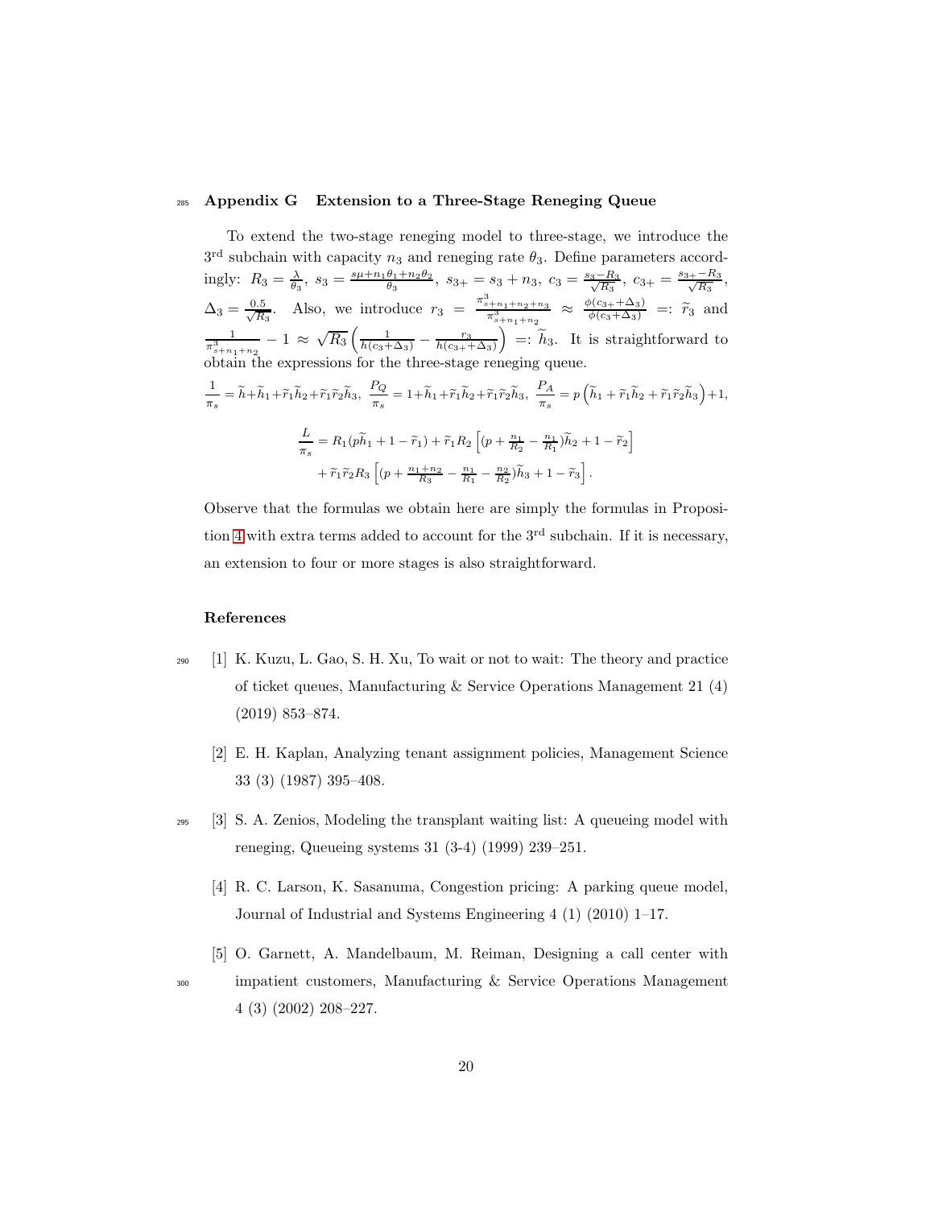## Appendix G Extension to a Three-Stage Reneging Queue

To extend the two-stage reneging model to three-stage, we introduce the 3[rd] subchain with capacity $n_3$ and reneging rate $\theta_3$. Define parameters accordingly: $R_3 = \frac{\lambda}{\theta_3}$, $s_3 = \frac{s\mu + n_1\theta_1 + n_2\theta_2}{\theta_3}$, $s_{3+} = s_3 + n_3$, $c_3 = \frac{s_3 - R_3}{\sqrt{R_3}}$, $c_{3+} = \frac{s_{3+} - R_3}{\sqrt{R_3}}$, $\Delta_3 = \frac{0.5}{\sqrt{R_3}}$. Also, we introduce $r_3 = \frac{\pi^3_{s+n_1+n_2+n_3}}{\pi^3_{s+n_1+n_2}} \approx \frac{\phi(c_{3+}+\Delta_3)}{\phi(c_3+\Delta_3)} =: \widetilde{r}_3$ and $\frac{1}{\pi^3_{s+n_1+n_2}} - 1 \approx \sqrt{R_3}\left(\frac{1}{h(c_3+\Delta_3)} - \frac{r_3}{h(c_{3+}+\Delta_3)}\right) =: \widetilde{h}_3$. It is straightforward to obtain the expressions for the three-stage reneging queue.

$$
\frac{1}{\pi_s} = \widetilde{h} + \widetilde{h}_1 + \widetilde{r}_1\widetilde{h}_2 + \widetilde{r}_1\widetilde{r}_2\widetilde{h}_3, \ \frac{P_Q}{\pi_s} = 1 + \widetilde{h}_1 + \widetilde{r}_1\widetilde{h}_2 + \widetilde{r}_1\widetilde{r}_2\widetilde{h}_3, \ \frac{P_A}{\pi_s} = p\left(\widetilde{h}_1 + \widetilde{r}_1\widetilde{h}_2 + \widetilde{r}_1\widetilde{r}_2\widetilde{h}_3\right) + 1,
$$

$$
\begin{aligned}
\frac{L}{\pi_s} = {} & R_1(p\widetilde{h}_1 + 1 - \widetilde{r}_1) + \widetilde{r}_1 R_2\left[(p + \tfrac{n_1}{R_2} - \tfrac{n_1}{R_1})\widetilde{h}_2 + 1 - \widetilde{r}_2\right] \\
& + \widetilde{r}_1\widetilde{r}_2 R_3\left[(p + \tfrac{n_1+n_2}{R_3} - \tfrac{n_1}{R_1} - \tfrac{n_2}{R_2})\widetilde{h}_3 + 1 - \widetilde{r}_3\right].
\end{aligned}
$$

Observe that the formulas we obtain here are simply the formulas in Proposition 4 with extra terms added to account for the 3[rd] subchain. If it is necessary, an extension to four or more stages is also straightforward.

## References

[1] K. Kuzu, L. Gao, S. H. Xu, To wait or not to wait: The theory and practice of ticket queues, Manufacturing & Service Operations Management 21 (4) (2019) 853–874.

[2] E. H. Kaplan, Analyzing tenant assignment policies, Management Science 33 (3) (1987) 395–408.

[3] S. A. Zenios, Modeling the transplant waiting list: A queueing model with reneging, Queueing systems 31 (3-4) (1999) 239–251.

[4] R. C. Larson, K. Sasanuma, Congestion pricing: A parking queue model, Journal of Industrial and Systems Engineering 4 (1) (2010) 1–17.

[5] O. Garnett, A. Mandelbaum, M. Reiman, Designing a call center with impatient customers, Manufacturing & Service Operations Management 4 (3) (2002) 208–227.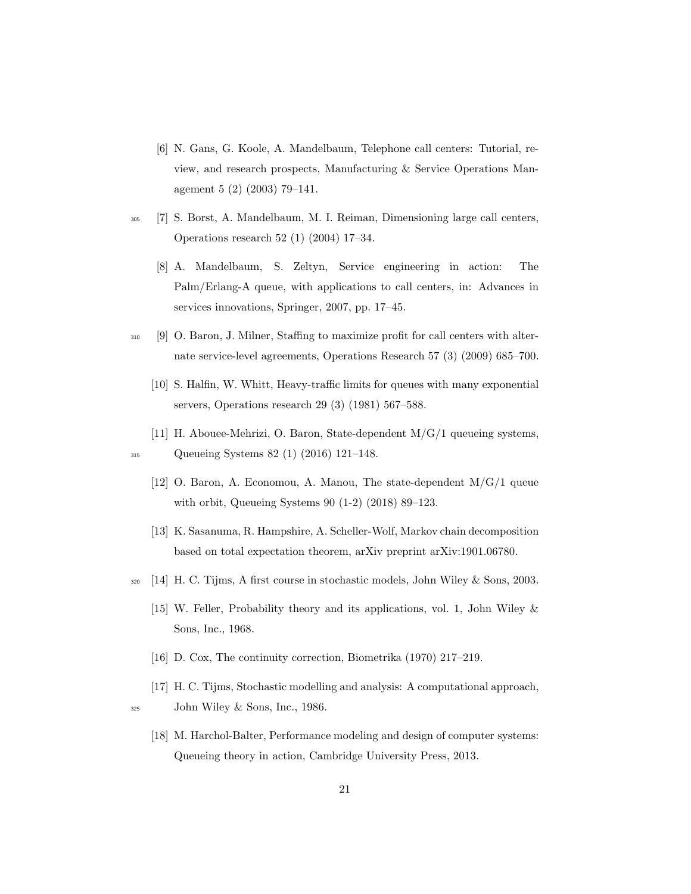[6] N. Gans, G. Koole, A. Mandelbaum, Telephone call centers: Tutorial, review, and research prospects, Manufacturing & Service Operations Management 5 (2) (2003) 79–141.

[7] S. Borst, A. Mandelbaum, M. I. Reiman, Dimensioning large call centers, Operations research 52 (1) (2004) 17–34.

[8] A. Mandelbaum, S. Zeltyn, Service engineering in action: The Palm/Erlang-A queue, with applications to call centers, in: Advances in services innovations, Springer, 2007, pp. 17–45.

[9] O. Baron, J. Milner, Staffing to maximize profit for call centers with alternate service-level agreements, Operations Research 57 (3) (2009) 685–700.

[10] S. Halfin, W. Whitt, Heavy-traffic limits for queues with many exponential servers, Operations research 29 (3) (1981) 567–588.

[11] H. Abouee-Mehrizi, O. Baron, State-dependent M/G/1 queueing systems, Queueing Systems 82 (1) (2016) 121–148.

[12] O. Baron, A. Economou, A. Manou, The state-dependent M/G/1 queue with orbit, Queueing Systems 90 (1-2) (2018) 89–123.

[13] K. Sasanuma, R. Hampshire, A. Scheller-Wolf, Markov chain decomposition based on total expectation theorem, arXiv preprint arXiv:1901.06780.

[14] H. C. Tijms, A first course in stochastic models, John Wiley & Sons, 2003.

[15] W. Feller, Probability theory and its applications, vol. 1, John Wiley & Sons, Inc., 1968.

[16] D. Cox, The continuity correction, Biometrika (1970) 217–219.

[17] H. C. Tijms, Stochastic modelling and analysis: A computational approach, John Wiley & Sons, Inc., 1986.

[18] M. Harchol-Balter, Performance modeling and design of computer systems: Queueing theory in action, Cambridge University Press, 2013.